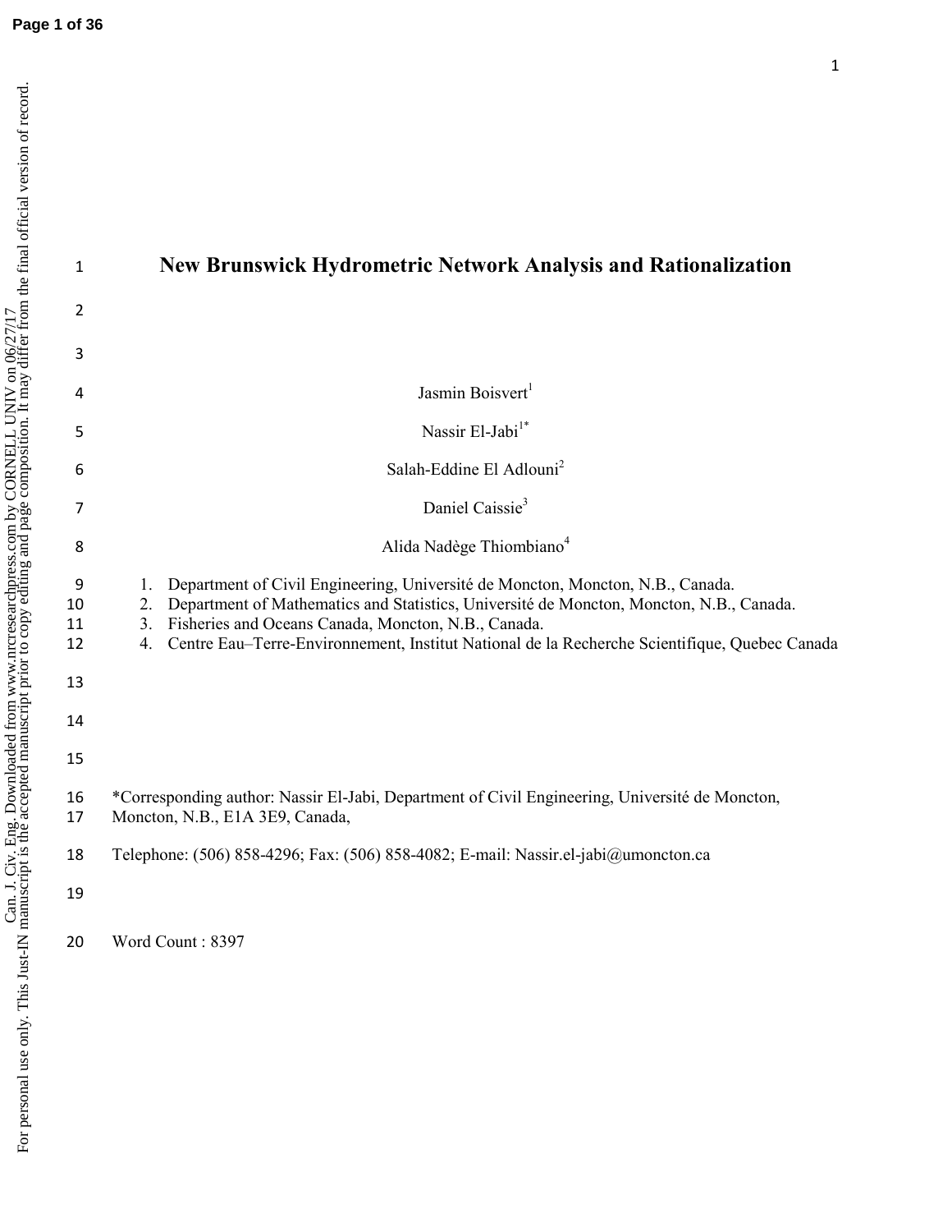# New Brunswick Hydrometric Network Analysis and Rationalization

Jasmin Boisvert[1]

Nassir El-Jabi[1*]

Salah-Eddine El Adlouni[2]

Daniel Caissie[3]

Alida Nadège Thiombiano[4]

1. Department of Civil Engineering, Université de Moncton, Moncton, N.B., Canada.
2. Department of Mathematics and Statistics, Université de Moncton, Moncton, N.B., Canada.
3. Fisheries and Oceans Canada, Moncton, N.B., Canada.
4. Centre Eau–Terre-Environnement, Institut National de la Recherche Scientifique, Quebec Canada

*Corresponding author: Nassir El-Jabi, Department of Civil Engineering, Université de Moncton, Moncton, N.B., E1A 3E9, Canada,

Telephone: (506) 858-4296; Fax: (506) 858-4082; E-mail: Nassir.el-jabi@umoncton.ca

Word Count : 8397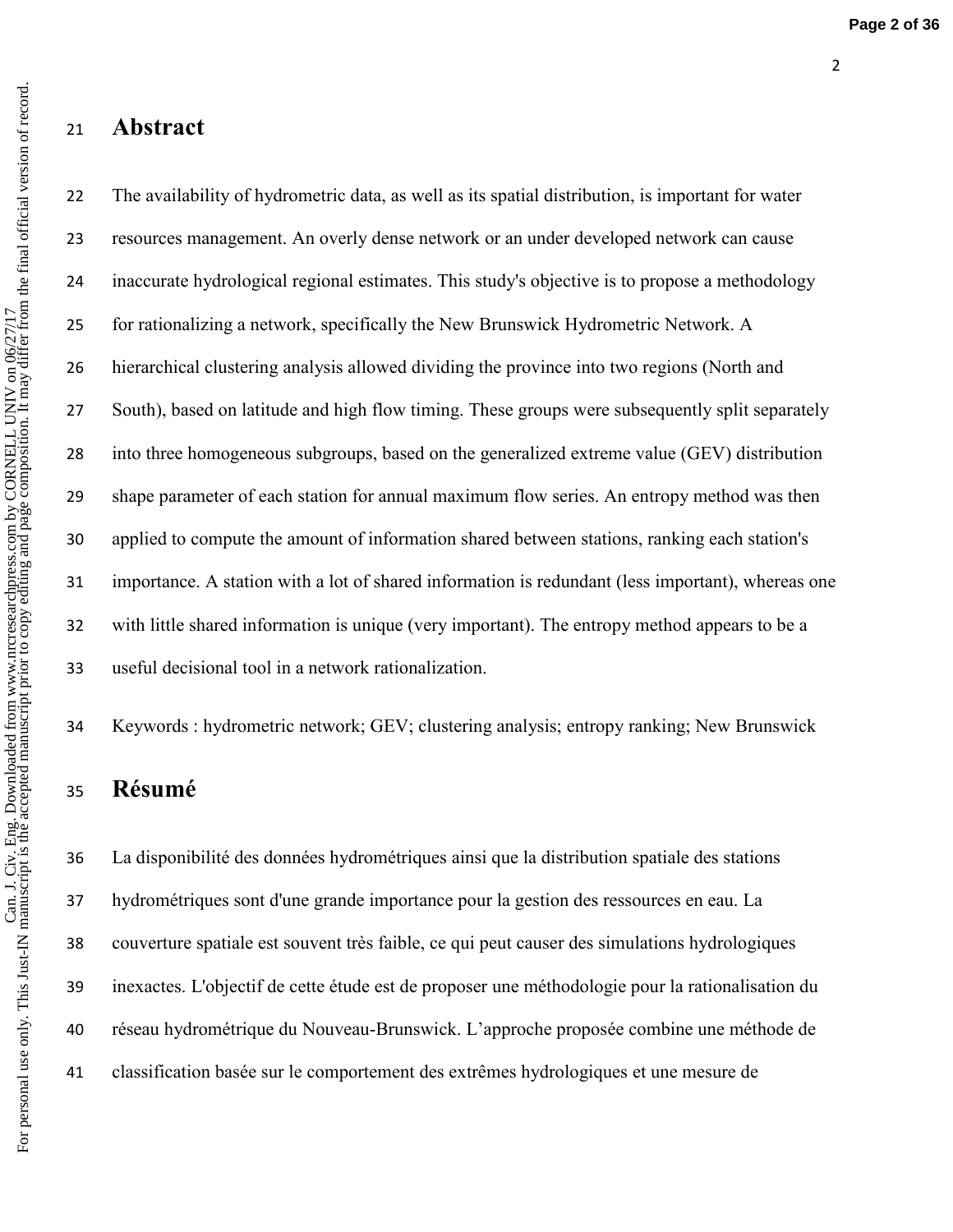# Abstract

The availability of hydrometric data, as well as its spatial distribution, is important for water resources management. An overly dense network or an under developed network can cause inaccurate hydrological regional estimates. This study's objective is to propose a methodology for rationalizing a network, specifically the New Brunswick Hydrometric Network. A hierarchical clustering analysis allowed dividing the province into two regions (North and South), based on latitude and high flow timing. These groups were subsequently split separately into three homogeneous subgroups, based on the generalized extreme value (GEV) distribution shape parameter of each station for annual maximum flow series. An entropy method was then applied to compute the amount of information shared between stations, ranking each station's importance. A station with a lot of shared information is redundant (less important), whereas one with little shared information is unique (very important). The entropy method appears to be a useful decisional tool in a network rationalization.

Keywords : hydrometric network; GEV; clustering analysis; entropy ranking; New Brunswick

# Résumé

La disponibilité des données hydrométriques ainsi que la distribution spatiale des stations hydrométriques sont d'une grande importance pour la gestion des ressources en eau. La couverture spatiale est souvent très faible, ce qui peut causer des simulations hydrologiques inexactes. L'objectif de cette étude est de proposer une méthodologie pour la rationalisation du réseau hydrométrique du Nouveau-Brunswick. L'approche proposée combine une méthode de classification basée sur le comportement des extrêmes hydrologiques et une mesure de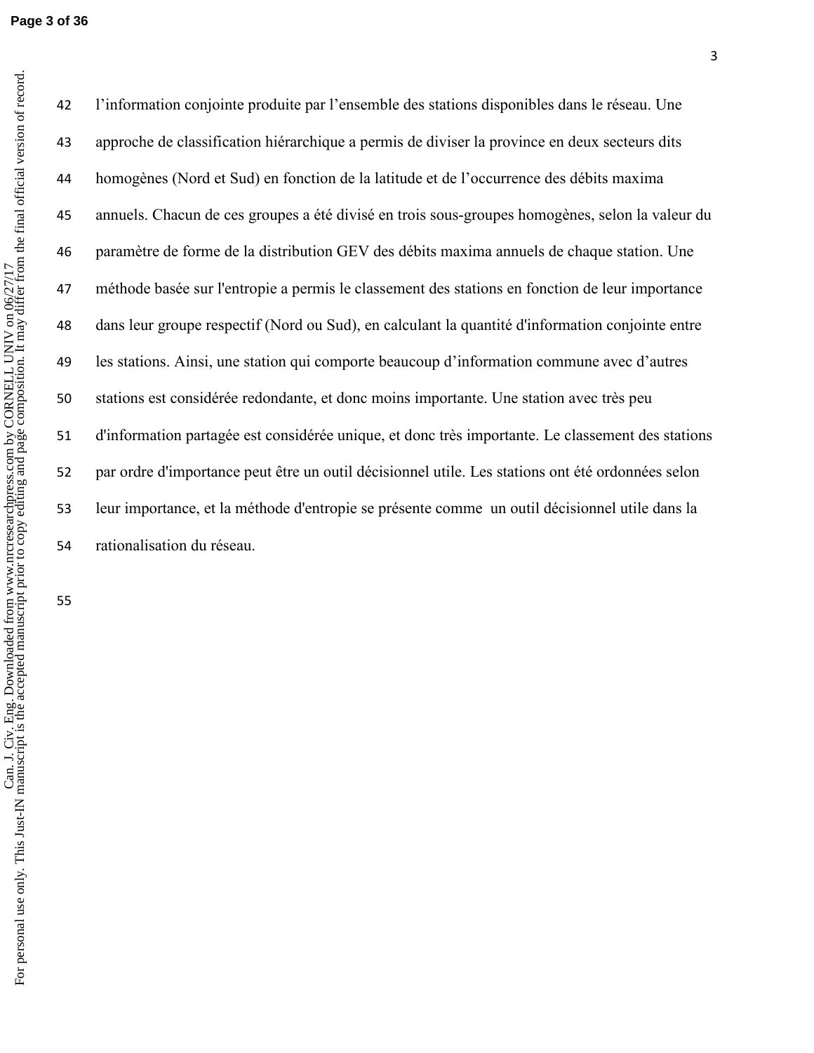l'information conjointe produite par l'ensemble des stations disponibles dans le réseau. Une approche de classification hiérarchique a permis de diviser la province en deux secteurs dits homogènes (Nord et Sud) en fonction de la latitude et de l'occurrence des débits maxima annuels. Chacun de ces groupes a été divisé en trois sous-groupes homogènes, selon la valeur du paramètre de forme de la distribution GEV des débits maxima annuels de chaque station. Une méthode basée sur l'entropie a permis le classement des stations en fonction de leur importance dans leur groupe respectif (Nord ou Sud), en calculant la quantité d'information conjointe entre les stations. Ainsi, une station qui comporte beaucoup d'information commune avec d'autres stations est considérée redondante, et donc moins importante. Une station avec très peu d'information partagée est considérée unique, et donc très importante. Le classement des stations par ordre d'importance peut être un outil décisionnel utile. Les stations ont été ordonnées selon leur importance, et la méthode d'entropie se présente comme un outil décisionnel utile dans la rationalisation du réseau.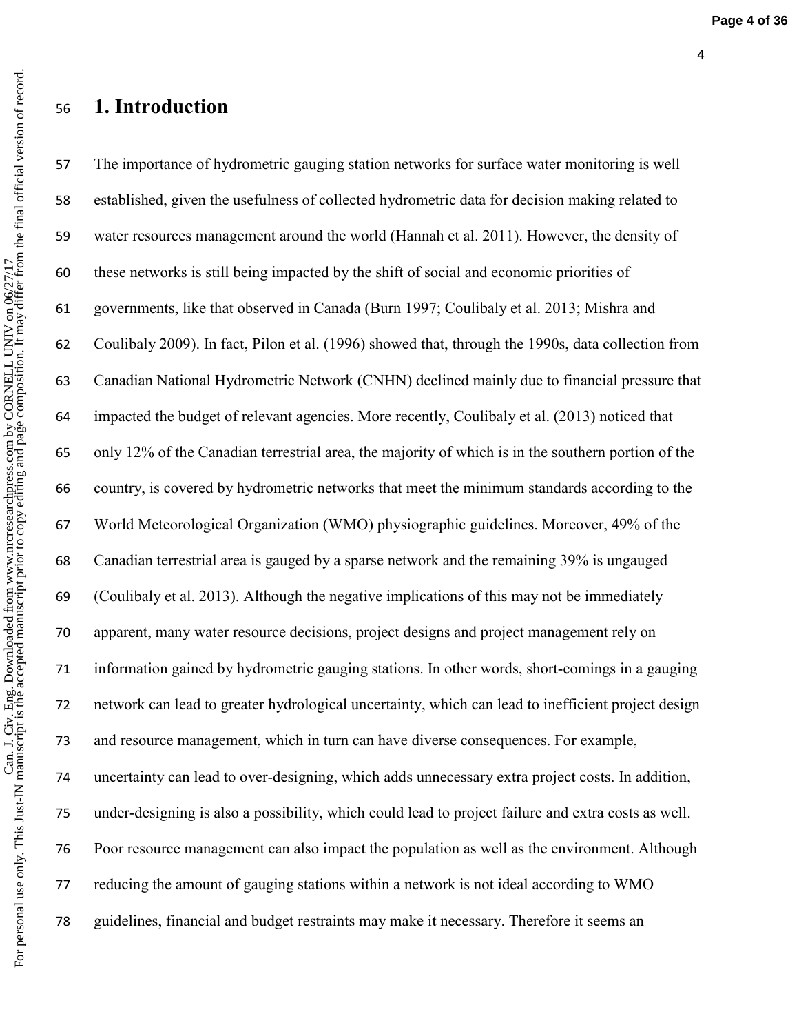# 1. Introduction

The importance of hydrometric gauging station networks for surface water monitoring is well established, given the usefulness of collected hydrometric data for decision making related to water resources management around the world (Hannah et al. 2011). However, the density of these networks is still being impacted by the shift of social and economic priorities of governments, like that observed in Canada (Burn 1997; Coulibaly et al. 2013; Mishra and Coulibaly 2009). In fact, Pilon et al. (1996) showed that, through the 1990s, data collection from Canadian National Hydrometric Network (CNHN) declined mainly due to financial pressure that impacted the budget of relevant agencies. More recently, Coulibaly et al. (2013) noticed that only 12% of the Canadian terrestrial area, the majority of which is in the southern portion of the country, is covered by hydrometric networks that meet the minimum standards according to the World Meteorological Organization (WMO) physiographic guidelines. Moreover, 49% of the Canadian terrestrial area is gauged by a sparse network and the remaining 39% is ungauged (Coulibaly et al. 2013). Although the negative implications of this may not be immediately apparent, many water resource decisions, project designs and project management rely on information gained by hydrometric gauging stations. In other words, short-comings in a gauging network can lead to greater hydrological uncertainty, which can lead to inefficient project design and resource management, which in turn can have diverse consequences. For example, uncertainty can lead to over-designing, which adds unnecessary extra project costs. In addition, under-designing is also a possibility, which could lead to project failure and extra costs as well. Poor resource management can also impact the population as well as the environment. Although reducing the amount of gauging stations within a network is not ideal according to WMO guidelines, financial and budget restraints may make it necessary. Therefore it seems an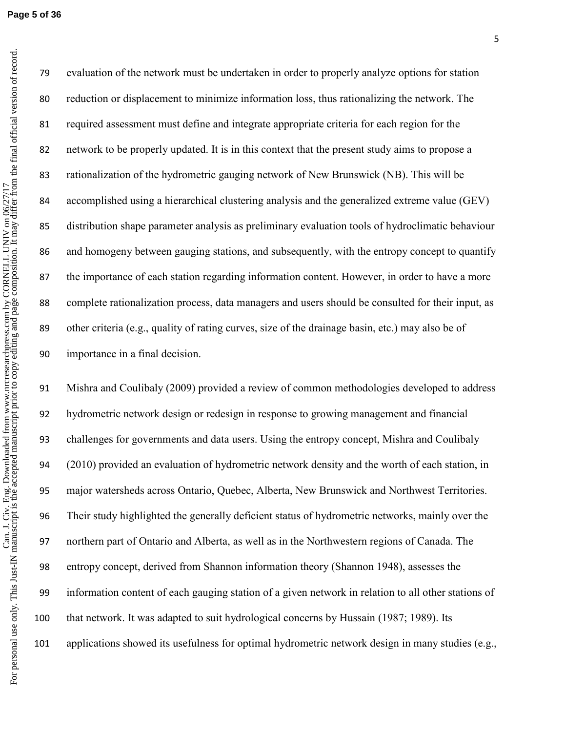evaluation of the network must be undertaken in order to properly analyze options for station reduction or displacement to minimize information loss, thus rationalizing the network. The required assessment must define and integrate appropriate criteria for each region for the network to be properly updated. It is in this context that the present study aims to propose a rationalization of the hydrometric gauging network of New Brunswick (NB). This will be accomplished using a hierarchical clustering analysis and the generalized extreme value (GEV) distribution shape parameter analysis as preliminary evaluation tools of hydroclimatic behaviour and homogeny between gauging stations, and subsequently, with the entropy concept to quantify the importance of each station regarding information content. However, in order to have a more complete rationalization process, data managers and users should be consulted for their input, as other criteria (e.g., quality of rating curves, size of the drainage basin, etc.) may also be of importance in a final decision.

Mishra and Coulibaly (2009) provided a review of common methodologies developed to address hydrometric network design or redesign in response to growing management and financial challenges for governments and data users. Using the entropy concept, Mishra and Coulibaly (2010) provided an evaluation of hydrometric network density and the worth of each station, in major watersheds across Ontario, Quebec, Alberta, New Brunswick and Northwest Territories. Their study highlighted the generally deficient status of hydrometric networks, mainly over the northern part of Ontario and Alberta, as well as in the Northwestern regions of Canada. The entropy concept, derived from Shannon information theory (Shannon 1948), assesses the information content of each gauging station of a given network in relation to all other stations of that network. It was adapted to suit hydrological concerns by Hussain (1987; 1989). Its applications showed its usefulness for optimal hydrometric network design in many studies (e.g.,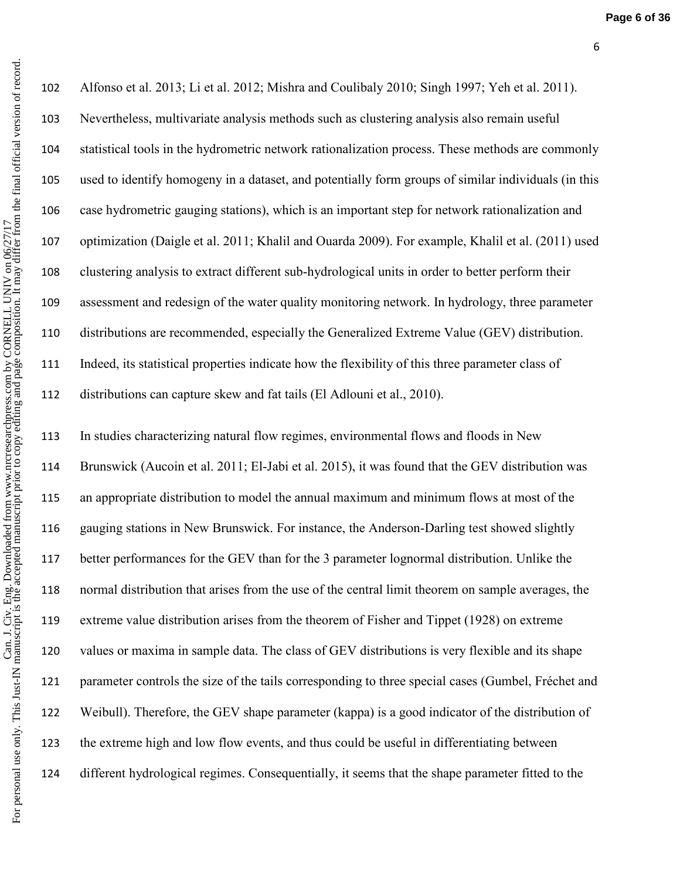Alfonso et al. 2013; Li et al. 2012; Mishra and Coulibaly 2010; Singh 1997; Yeh et al. 2011). Nevertheless, multivariate analysis methods such as clustering analysis also remain useful statistical tools in the hydrometric network rationalization process. These methods are commonly used to identify homogeny in a dataset, and potentially form groups of similar individuals (in this case hydrometric gauging stations), which is an important step for network rationalization and optimization (Daigle et al. 2011; Khalil and Ouarda 2009). For example, Khalil et al. (2011) used clustering analysis to extract different sub-hydrological units in order to better perform their assessment and redesign of the water quality monitoring network. In hydrology, three parameter distributions are recommended, especially the Generalized Extreme Value (GEV) distribution. Indeed, its statistical properties indicate how the flexibility of this three parameter class of distributions can capture skew and fat tails (El Adlouni et al., 2010).

In studies characterizing natural flow regimes, environmental flows and floods in New Brunswick (Aucoin et al. 2011; El-Jabi et al. 2015), it was found that the GEV distribution was an appropriate distribution to model the annual maximum and minimum flows at most of the gauging stations in New Brunswick. For instance, the Anderson-Darling test showed slightly better performances for the GEV than for the 3 parameter lognormal distribution. Unlike the normal distribution that arises from the use of the central limit theorem on sample averages, the extreme value distribution arises from the theorem of Fisher and Tippet (1928) on extreme values or maxima in sample data. The class of GEV distributions is very flexible and its shape parameter controls the size of the tails corresponding to three special cases (Gumbel, Fréchet and Weibull). Therefore, the GEV shape parameter (kappa) is a good indicator of the distribution of the extreme high and low flow events, and thus could be useful in differentiating between different hydrological regimes. Consequentially, it seems that the shape parameter fitted to the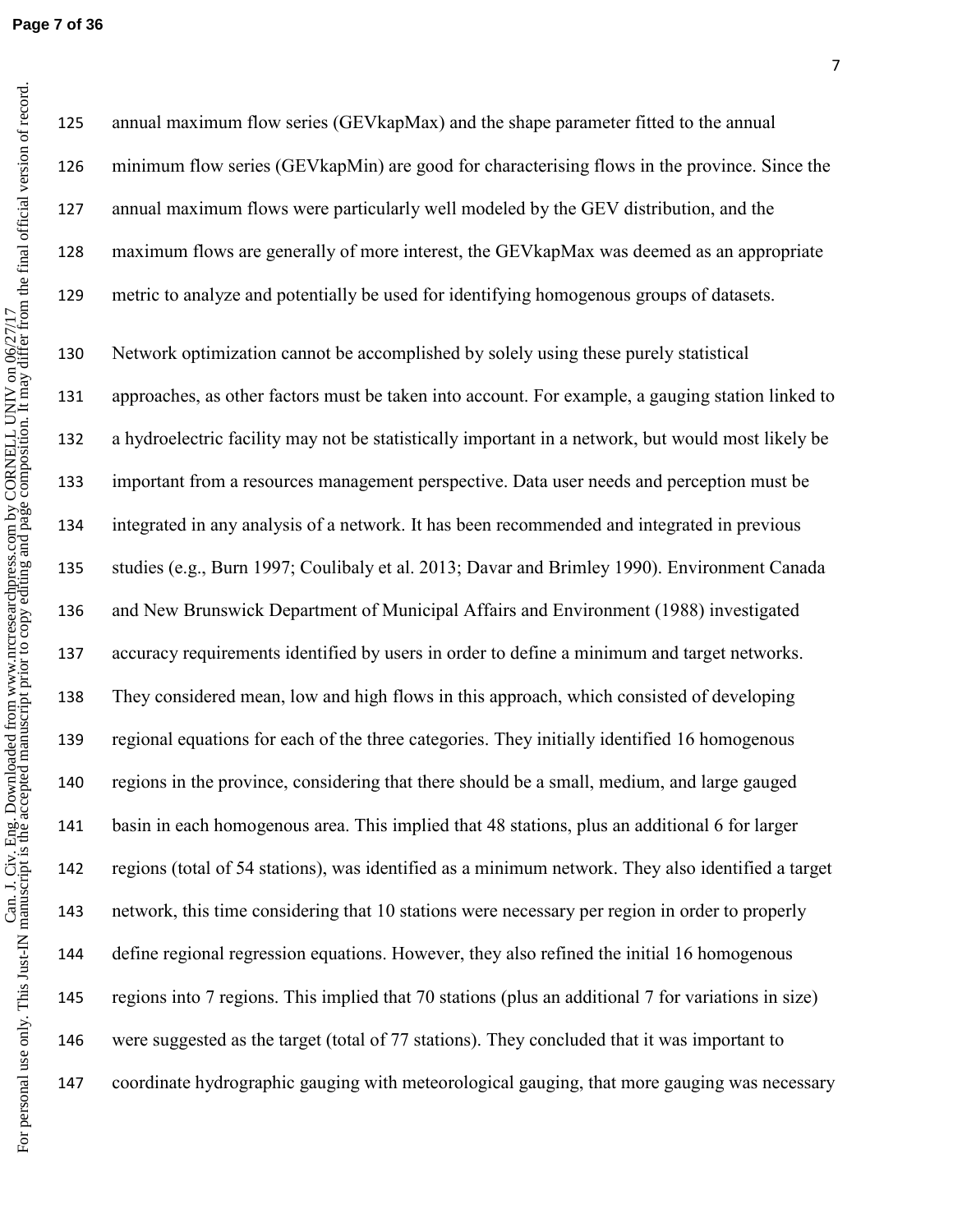annual maximum flow series (GEVkapMax) and the shape parameter fitted to the annual minimum flow series (GEVkapMin) are good for characterising flows in the province. Since the annual maximum flows were particularly well modeled by the GEV distribution, and the maximum flows are generally of more interest, the GEVkapMax was deemed as an appropriate metric to analyze and potentially be used for identifying homogenous groups of datasets.

Network optimization cannot be accomplished by solely using these purely statistical approaches, as other factors must be taken into account. For example, a gauging station linked to a hydroelectric facility may not be statistically important in a network, but would most likely be important from a resources management perspective. Data user needs and perception must be integrated in any analysis of a network. It has been recommended and integrated in previous studies (e.g., Burn 1997; Coulibaly et al. 2013; Davar and Brimley 1990). Environment Canada and New Brunswick Department of Municipal Affairs and Environment (1988) investigated accuracy requirements identified by users in order to define a minimum and target networks. They considered mean, low and high flows in this approach, which consisted of developing regional equations for each of the three categories. They initially identified 16 homogenous regions in the province, considering that there should be a small, medium, and large gauged basin in each homogenous area. This implied that 48 stations, plus an additional 6 for larger regions (total of 54 stations), was identified as a minimum network. They also identified a target network, this time considering that 10 stations were necessary per region in order to properly define regional regression equations. However, they also refined the initial 16 homogenous regions into 7 regions. This implied that 70 stations (plus an additional 7 for variations in size) were suggested as the target (total of 77 stations). They concluded that it was important to coordinate hydrographic gauging with meteorological gauging, that more gauging was necessary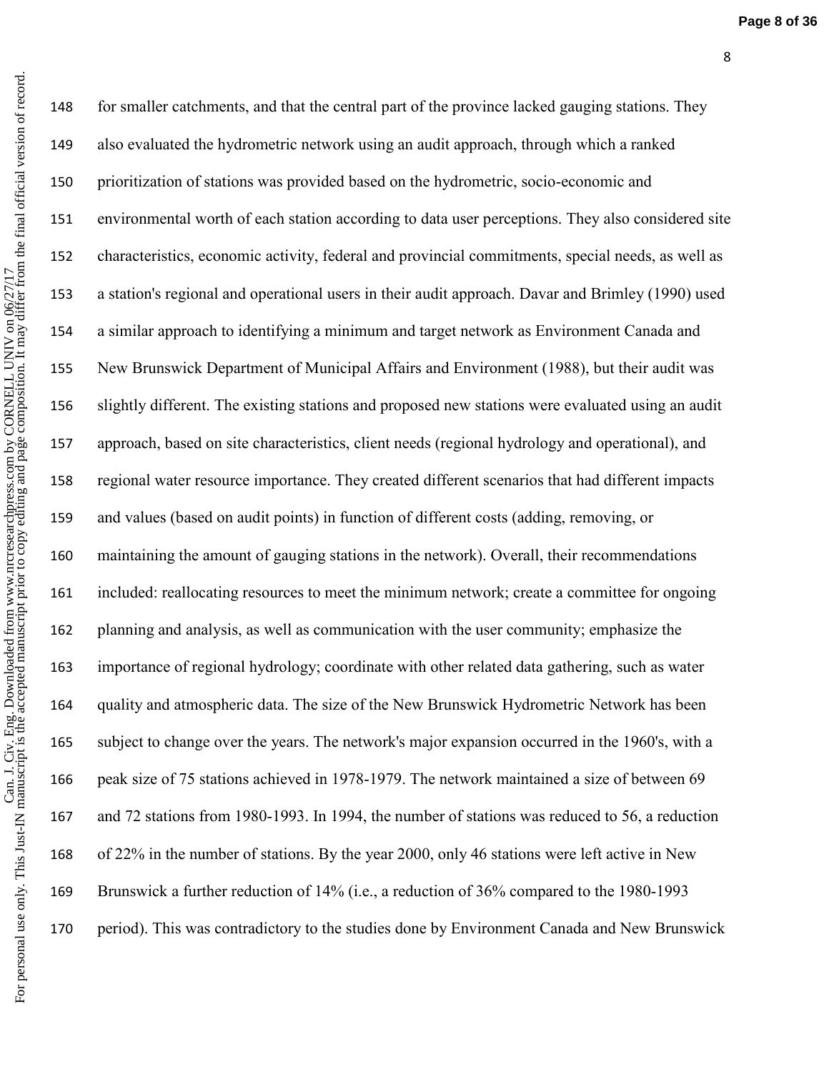for smaller catchments, and that the central part of the province lacked gauging stations. They also evaluated the hydrometric network using an audit approach, through which a ranked prioritization of stations was provided based on the hydrometric, socio-economic and environmental worth of each station according to data user perceptions. They also considered site characteristics, economic activity, federal and provincial commitments, special needs, as well as a station's regional and operational users in their audit approach. Davar and Brimley (1990) used a similar approach to identifying a minimum and target network as Environment Canada and New Brunswick Department of Municipal Affairs and Environment (1988), but their audit was slightly different. The existing stations and proposed new stations were evaluated using an audit approach, based on site characteristics, client needs (regional hydrology and operational), and regional water resource importance. They created different scenarios that had different impacts and values (based on audit points) in function of different costs (adding, removing, or maintaining the amount of gauging stations in the network). Overall, their recommendations included: reallocating resources to meet the minimum network; create a committee for ongoing planning and analysis, as well as communication with the user community; emphasize the importance of regional hydrology; coordinate with other related data gathering, such as water quality and atmospheric data. The size of the New Brunswick Hydrometric Network has been subject to change over the years. The network's major expansion occurred in the 1960's, with a peak size of 75 stations achieved in 1978-1979. The network maintained a size of between 69 and 72 stations from 1980-1993. In 1994, the number of stations was reduced to 56, a reduction of 22% in the number of stations. By the year 2000, only 46 stations were left active in New Brunswick a further reduction of 14% (i.e., a reduction of 36% compared to the 1980-1993 period). This was contradictory to the studies done by Environment Canada and New Brunswick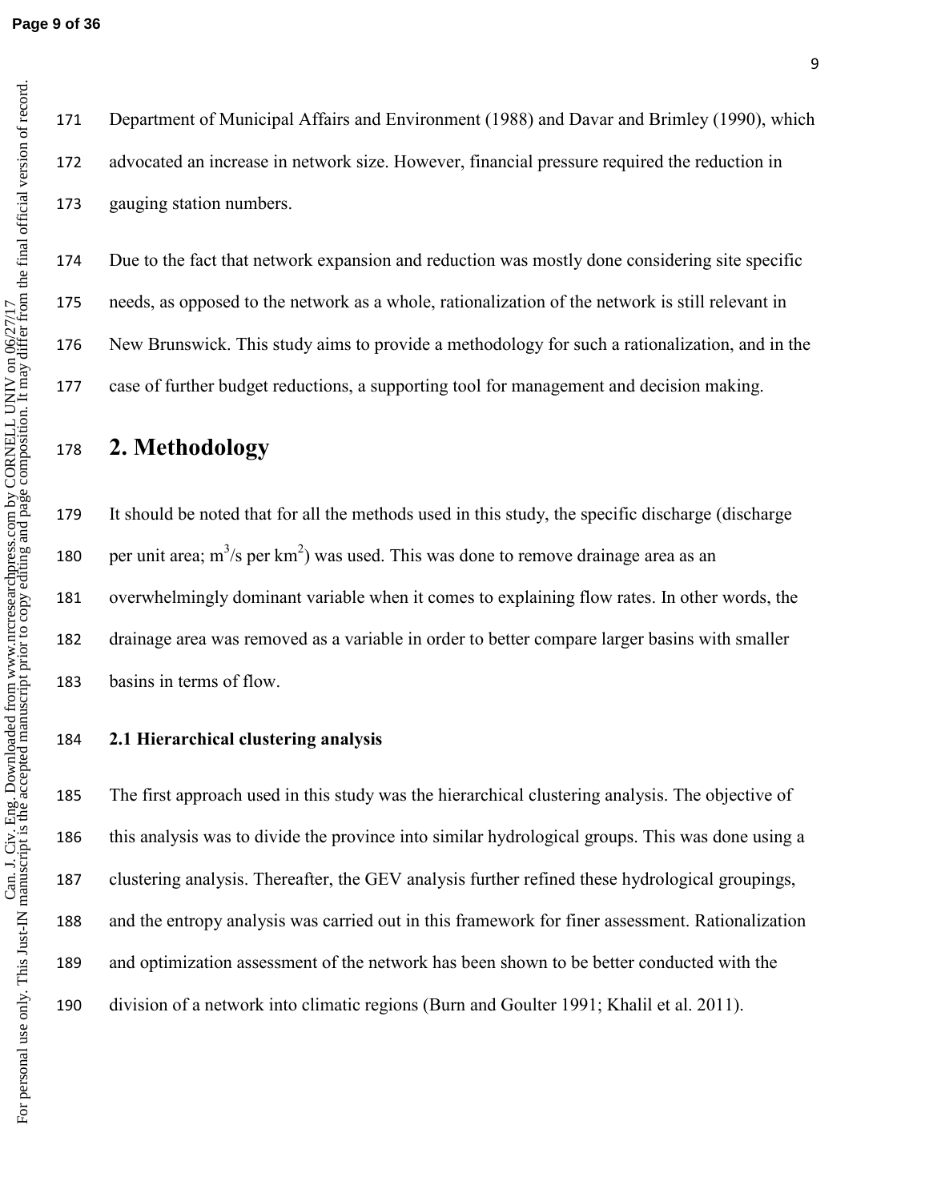Department of Municipal Affairs and Environment (1988) and Davar and Brimley (1990), which advocated an increase in network size. However, financial pressure required the reduction in gauging station numbers.

Due to the fact that network expansion and reduction was mostly done considering site specific needs, as opposed to the network as a whole, rationalization of the network is still relevant in New Brunswick. This study aims to provide a methodology for such a rationalization, and in the case of further budget reductions, a supporting tool for management and decision making.

# 2. Methodology

It should be noted that for all the methods used in this study, the specific discharge (discharge per unit area; $m^3/s$ per $km^2$) was used. This was done to remove drainage area as an overwhelmingly dominant variable when it comes to explaining flow rates. In other words, the drainage area was removed as a variable in order to better compare larger basins with smaller basins in terms of flow.

### 2.1 Hierarchical clustering analysis

The first approach used in this study was the hierarchical clustering analysis. The objective of this analysis was to divide the province into similar hydrological groups. This was done using a clustering analysis. Thereafter, the GEV analysis further refined these hydrological groupings, and the entropy analysis was carried out in this framework for finer assessment. Rationalization and optimization assessment of the network has been shown to be better conducted with the division of a network into climatic regions (Burn and Goulter 1991; Khalil et al. 2011).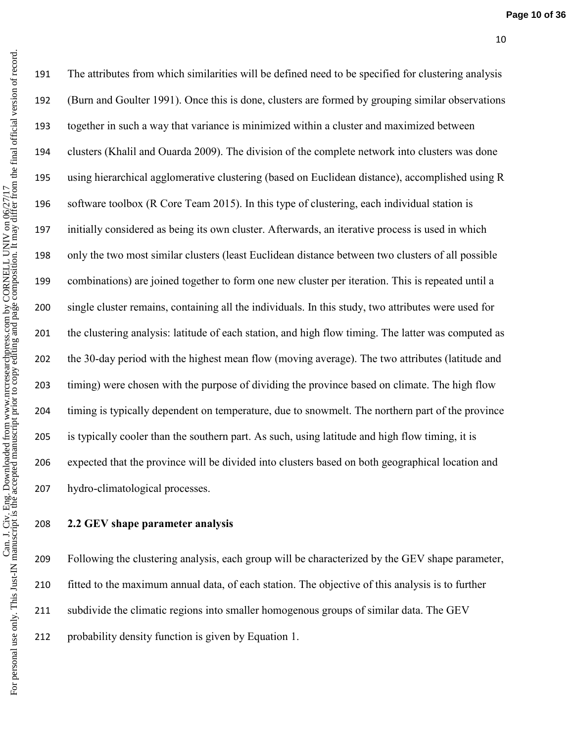The attributes from which similarities will be defined need to be specified for clustering analysis (Burn and Goulter 1991). Once this is done, clusters are formed by grouping similar observations together in such a way that variance is minimized within a cluster and maximized between clusters (Khalil and Ouarda 2009). The division of the complete network into clusters was done using hierarchical agglomerative clustering (based on Euclidean distance), accomplished using R software toolbox (R Core Team 2015). In this type of clustering, each individual station is initially considered as being its own cluster. Afterwards, an iterative process is used in which only the two most similar clusters (least Euclidean distance between two clusters of all possible combinations) are joined together to form one new cluster per iteration. This is repeated until a single cluster remains, containing all the individuals. In this study, two attributes were used for the clustering analysis: latitude of each station, and high flow timing. The latter was computed as the 30-day period with the highest mean flow (moving average). The two attributes (latitude and timing) were chosen with the purpose of dividing the province based on climate. The high flow timing is typically dependent on temperature, due to snowmelt. The northern part of the province is typically cooler than the southern part. As such, using latitude and high flow timing, it is expected that the province will be divided into clusters based on both geographical location and hydro-climatological processes.

## 2.2 GEV shape parameter analysis

Following the clustering analysis, each group will be characterized by the GEV shape parameter, fitted to the maximum annual data, of each station. The objective of this analysis is to further subdivide the climatic regions into smaller homogenous groups of similar data. The GEV probability density function is given by Equation 1.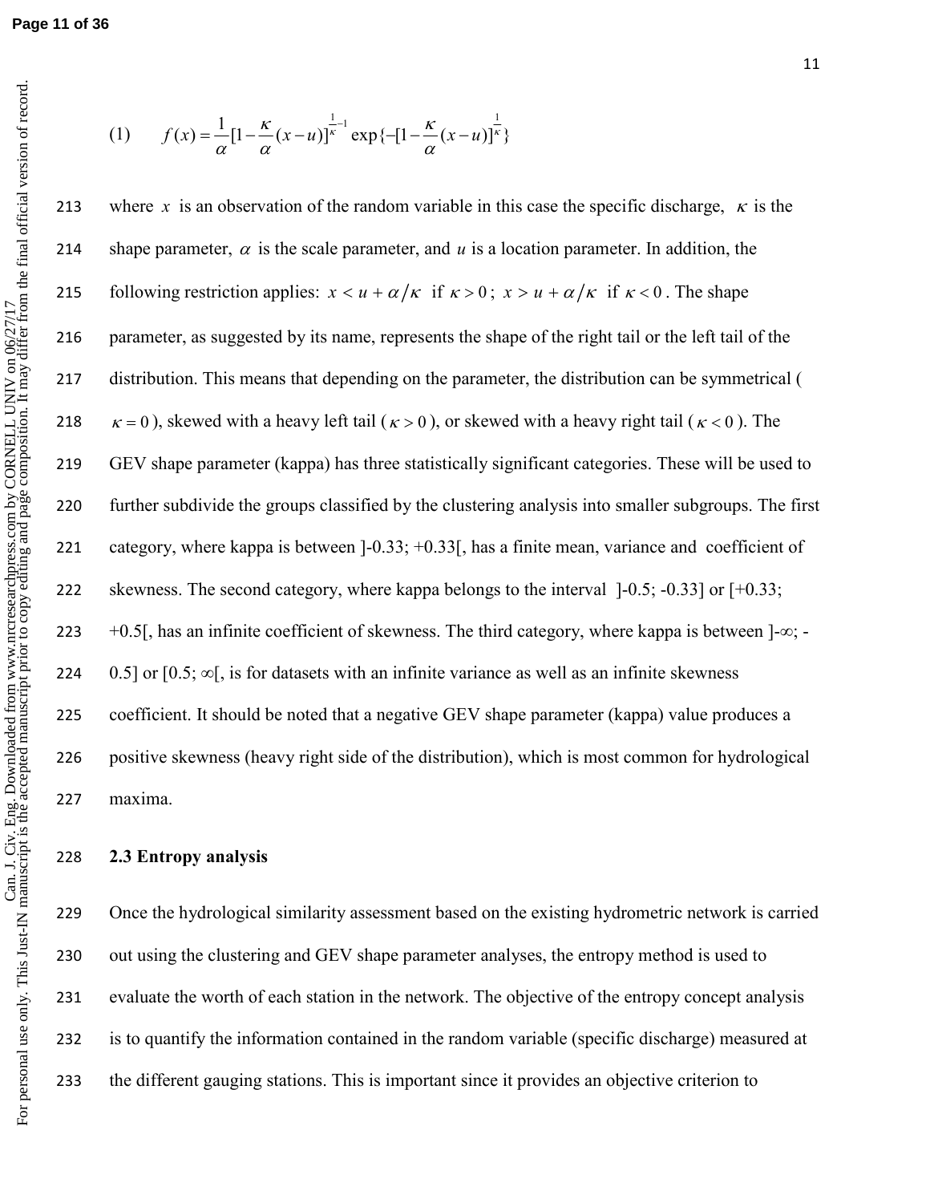$$(1) \qquad f(x) = \frac{1}{\alpha}[1 - \frac{\kappa}{\alpha}(x-u)]^{\frac{1}{\kappa}-1} \exp\{-[1 - \frac{\kappa}{\alpha}(x-u)]^{\frac{1}{\kappa}}\}$$

where $x$ is an observation of the random variable in this case the specific discharge, $\kappa$ is the shape parameter, $\alpha$ is the scale parameter, and $u$ is a location parameter. In addition, the following restriction applies: $x < u + \alpha/\kappa$ if $\kappa > 0$; $x > u + \alpha/\kappa$ if $\kappa < 0$. The shape parameter, as suggested by its name, represents the shape of the right tail or the left tail of the distribution. This means that depending on the parameter, the distribution can be symmetrical ( $\kappa = 0$ ), skewed with a heavy left tail ( $\kappa > 0$ ), or skewed with a heavy right tail ( $\kappa < 0$ ). The GEV shape parameter (kappa) has three statistically significant categories. These will be used to further subdivide the groups classified by the clustering analysis into smaller subgroups. The first category, where kappa is between ]-0.33; +0.33[, has a finite mean, variance and coefficient of skewness. The second category, where kappa belongs to the interval ]-0.5; -0.33] or [+0.33; +0.5[, has an infinite coefficient of skewness. The third category, where kappa is between ]-∞; -0.5] or [0.5; ∞[, is for datasets with an infinite variance as well as an infinite skewness coefficient. It should be noted that a negative GEV shape parameter (kappa) value produces a positive skewness (heavy right side of the distribution), which is most common for hydrological maxima.

### 2.3 Entropy analysis

Once the hydrological similarity assessment based on the existing hydrometric network is carried out using the clustering and GEV shape parameter analyses, the entropy method is used to evaluate the worth of each station in the network. The objective of the entropy concept analysis is to quantify the information contained in the random variable (specific discharge) measured at the different gauging stations. This is important since it provides an objective criterion to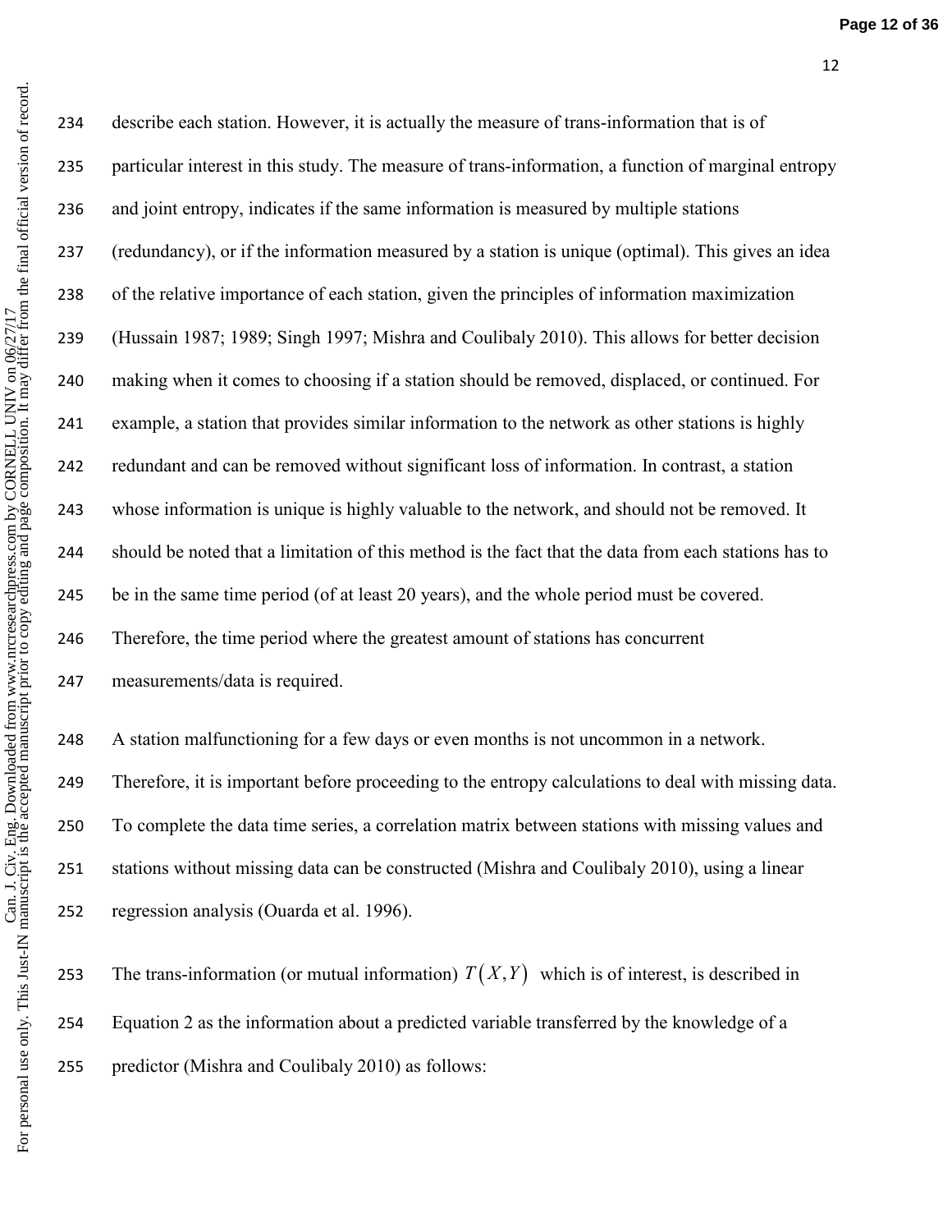describe each station. However, it is actually the measure of trans-information that is of particular interest in this study. The measure of trans-information, a function of marginal entropy and joint entropy, indicates if the same information is measured by multiple stations (redundancy), or if the information measured by a station is unique (optimal). This gives an idea of the relative importance of each station, given the principles of information maximization (Hussain 1987; 1989; Singh 1997; Mishra and Coulibaly 2010). This allows for better decision making when it comes to choosing if a station should be removed, displaced, or continued. For example, a station that provides similar information to the network as other stations is highly redundant and can be removed without significant loss of information. In contrast, a station whose information is unique is highly valuable to the network, and should not be removed. It should be noted that a limitation of this method is the fact that the data from each stations has to be in the same time period (of at least 20 years), and the whole period must be covered. Therefore, the time period where the greatest amount of stations has concurrent measurements/data is required.

A station malfunctioning for a few days or even months is not uncommon in a network. Therefore, it is important before proceeding to the entropy calculations to deal with missing data. To complete the data time series, a correlation matrix between stations with missing values and stations without missing data can be constructed (Mishra and Coulibaly 2010), using a linear regression analysis (Ouarda et al. 1996).

The trans-information (or mutual information) $T(X,Y)$ which is of interest, is described in Equation 2 as the information about a predicted variable transferred by the knowledge of a predictor (Mishra and Coulibaly 2010) as follows: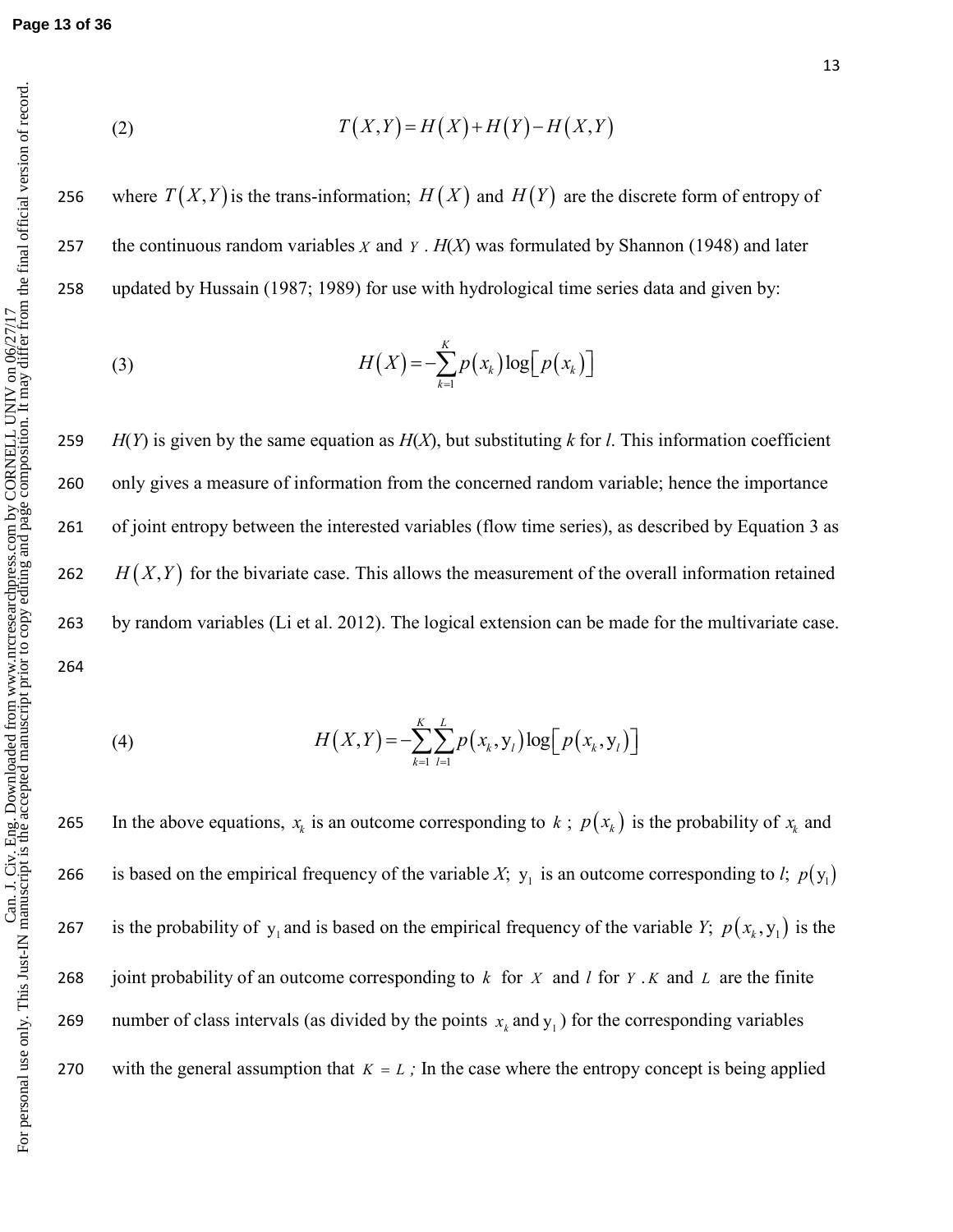$$T(X,Y) = H(X) + H(Y) - H(X,Y) \tag{2}$$

where $T(X,Y)$ is the trans-information; $H(X)$ and $H(Y)$ are the discrete form of entropy of the continuous random variables $X$ and $Y$. $H(X)$ was formulated by Shannon (1948) and later updated by Hussain (1987; 1989) for use with hydrological time series data and given by:

$$H(X) = -\sum_{k=1}^{K} p(x_k) \log\left[p(x_k)\right] \tag{3}$$

$H(Y)$ is given by the same equation as $H(X)$, but substituting $k$ for $l$. This information coefficient only gives a measure of information from the concerned random variable; hence the importance of joint entropy between the interested variables (flow time series), as described by Equation 3 as $H(X,Y)$ for the bivariate case. This allows the measurement of the overall information retained by random variables (Li et al. 2012). The logical extension can be made for the multivariate case.

$$H(X,Y) = -\sum_{k=1}^{K}\sum_{l=1}^{L} p(x_k, \mathrm{y}_l) \log\left[p(x_k, \mathrm{y}_l)\right] \tag{4}$$

In the above equations, $x_k$ is an outcome corresponding to $k$; $p(x_k)$ is the probability of $x_k$ and is based on the empirical frequency of the variable $X$; $\mathrm{y}_1$ is an outcome corresponding to $l$; $p(\mathrm{y}_1)$ is the probability of $\mathrm{y}_1$ and is based on the empirical frequency of the variable $Y$; $p(x_k, \mathrm{y}_1)$ is the joint probability of an outcome corresponding to $k$ for $X$ and $l$ for $Y$. $K$ and $L$ are the finite number of class intervals (as divided by the points $x_k$ and $\mathrm{y}_1$) for the corresponding variables with the general assumption that $K = L$; In the case where the entropy concept is being applied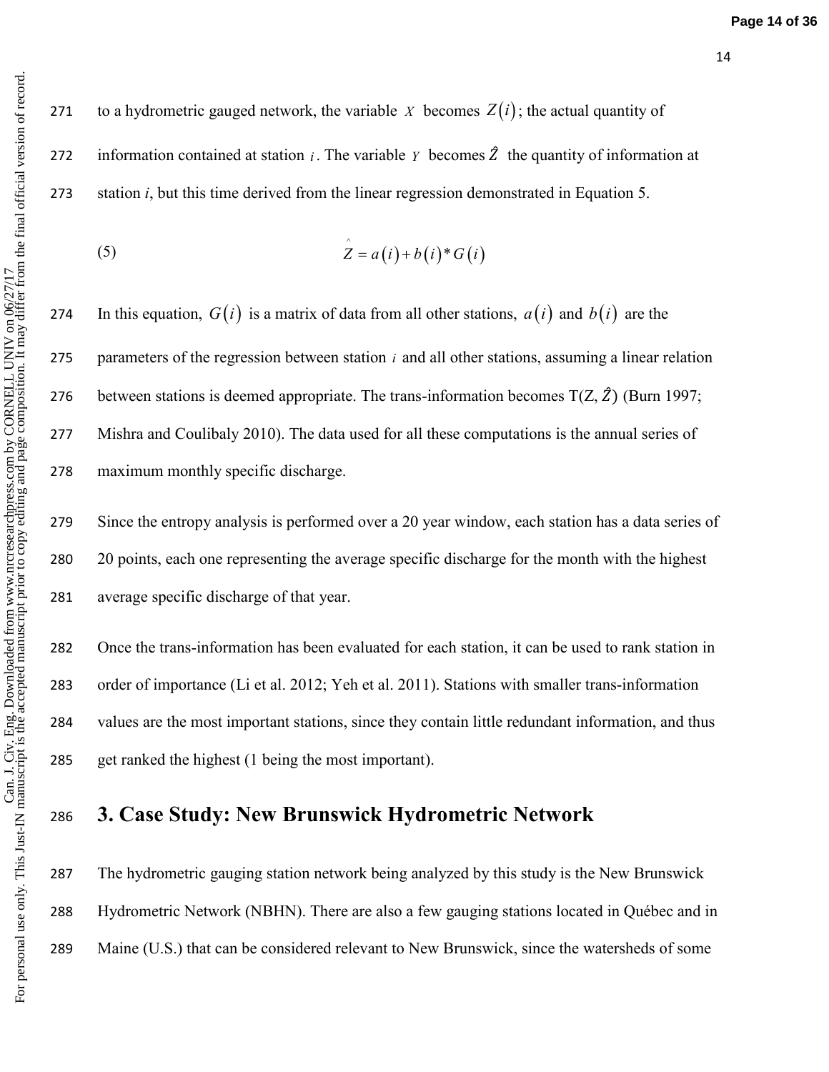to a hydrometric gauged network, the variable $X$ becomes $Z(i)$; the actual quantity of information contained at station $i$. The variable $Y$ becomes $\hat{Z}$ the quantity of information at station *i*, but this time derived from the linear regression demonstrated in Equation 5.

$$\hat{Z} = a(i) + b(i) * G(i) \tag{5}$$

In this equation, $G(i)$ is a matrix of data from all other stations, $a(i)$ and $b(i)$ are the parameters of the regression between station $i$ and all other stations, assuming a linear relation between stations is deemed appropriate. The trans-information becomes $T(Z, \hat{Z})$ (Burn 1997; Mishra and Coulibaly 2010). The data used for all these computations is the annual series of maximum monthly specific discharge.

Since the entropy analysis is performed over a 20 year window, each station has a data series of 20 points, each one representing the average specific discharge for the month with the highest average specific discharge of that year.

Once the trans-information has been evaluated for each station, it can be used to rank station in order of importance (Li et al. 2012; Yeh et al. 2011). Stations with smaller trans-information values are the most important stations, since they contain little redundant information, and thus get ranked the highest (1 being the most important).

# 3. Case Study: New Brunswick Hydrometric Network

The hydrometric gauging station network being analyzed by this study is the New Brunswick Hydrometric Network (NBHN). There are also a few gauging stations located in Québec and in Maine (U.S.) that can be considered relevant to New Brunswick, since the watersheds of some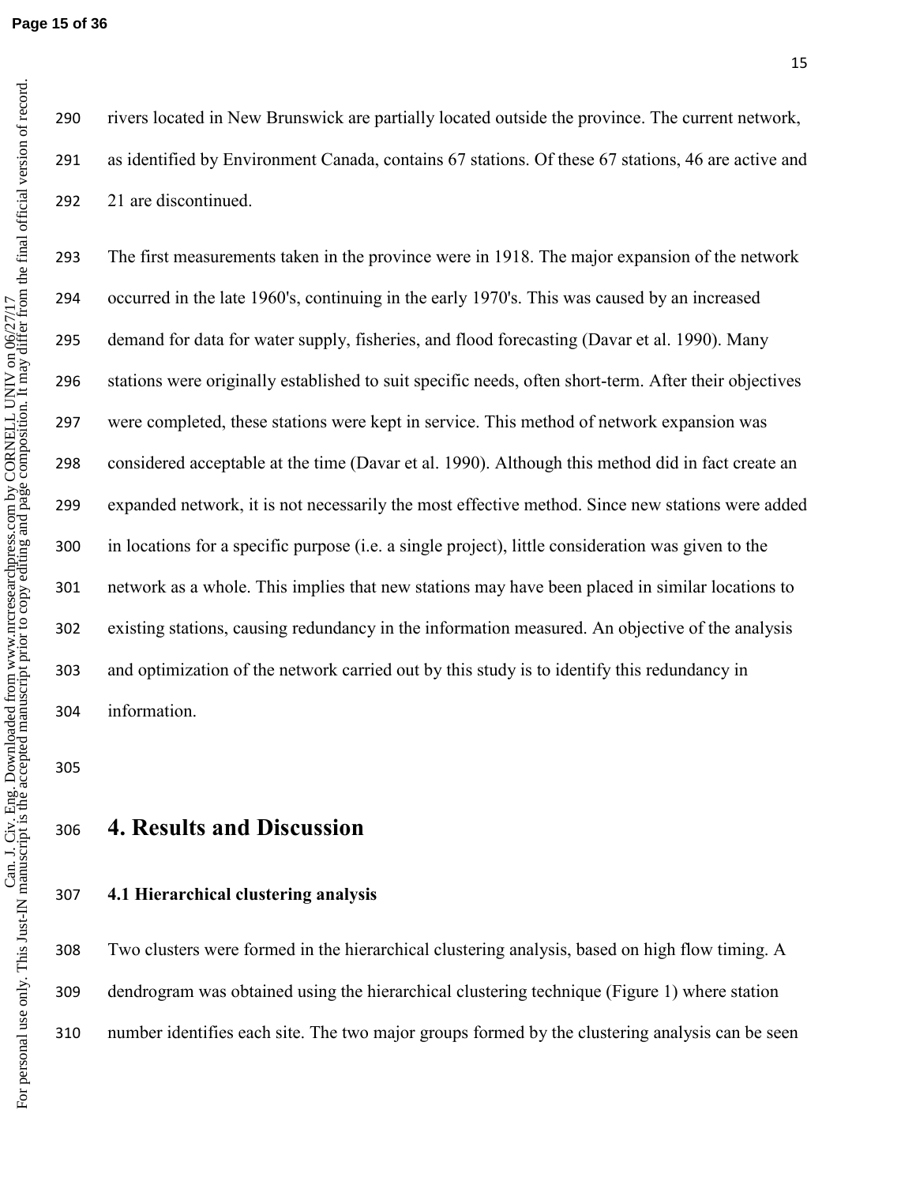rivers located in New Brunswick are partially located outside the province. The current network, as identified by Environment Canada, contains 67 stations. Of these 67 stations, 46 are active and 21 are discontinued.

The first measurements taken in the province were in 1918. The major expansion of the network occurred in the late 1960's, continuing in the early 1970's. This was caused by an increased demand for data for water supply, fisheries, and flood forecasting (Davar et al. 1990). Many stations were originally established to suit specific needs, often short-term. After their objectives were completed, these stations were kept in service. This method of network expansion was considered acceptable at the time (Davar et al. 1990). Although this method did in fact create an expanded network, it is not necessarily the most effective method. Since new stations were added in locations for a specific purpose (i.e. a single project), little consideration was given to the network as a whole. This implies that new stations may have been placed in similar locations to existing stations, causing redundancy in the information measured. An objective of the analysis and optimization of the network carried out by this study is to identify this redundancy in information.

# 4. Results and Discussion

### 4.1 Hierarchical clustering analysis

Two clusters were formed in the hierarchical clustering analysis, based on high flow timing. A dendrogram was obtained using the hierarchical clustering technique (Figure 1) where station number identifies each site. The two major groups formed by the clustering analysis can be seen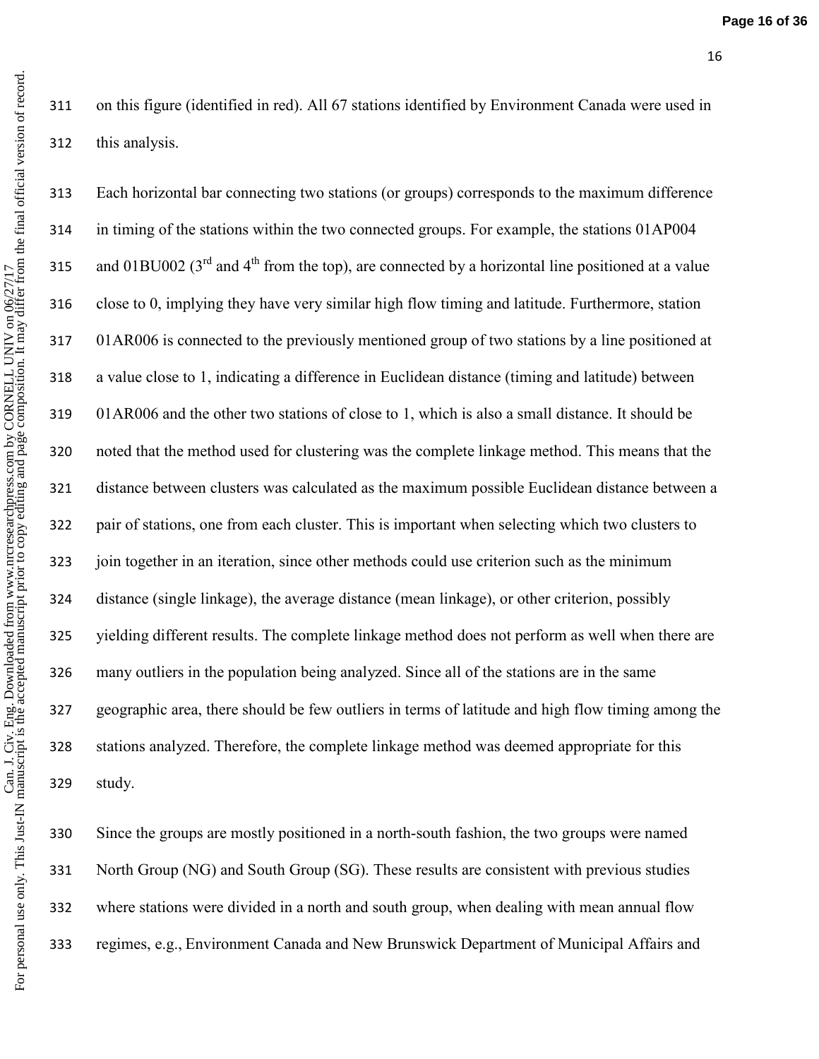on this figure (identified in red). All 67 stations identified by Environment Canada were used in this analysis.

Each horizontal bar connecting two stations (or groups) corresponds to the maximum difference in timing of the stations within the two connected groups. For example, the stations 01AP004 and 01BU002 (3rd and 4th from the top), are connected by a horizontal line positioned at a value close to 0, implying they have very similar high flow timing and latitude. Furthermore, station 01AR006 is connected to the previously mentioned group of two stations by a line positioned at a value close to 1, indicating a difference in Euclidean distance (timing and latitude) between 01AR006 and the other two stations of close to 1, which is also a small distance. It should be noted that the method used for clustering was the complete linkage method. This means that the distance between clusters was calculated as the maximum possible Euclidean distance between a pair of stations, one from each cluster. This is important when selecting which two clusters to join together in an iteration, since other methods could use criterion such as the minimum distance (single linkage), the average distance (mean linkage), or other criterion, possibly yielding different results. The complete linkage method does not perform as well when there are many outliers in the population being analyzed. Since all of the stations are in the same geographic area, there should be few outliers in terms of latitude and high flow timing among the stations analyzed. Therefore, the complete linkage method was deemed appropriate for this study.

Since the groups are mostly positioned in a north-south fashion, the two groups were named North Group (NG) and South Group (SG). These results are consistent with previous studies where stations were divided in a north and south group, when dealing with mean annual flow regimes, e.g., Environment Canada and New Brunswick Department of Municipal Affairs and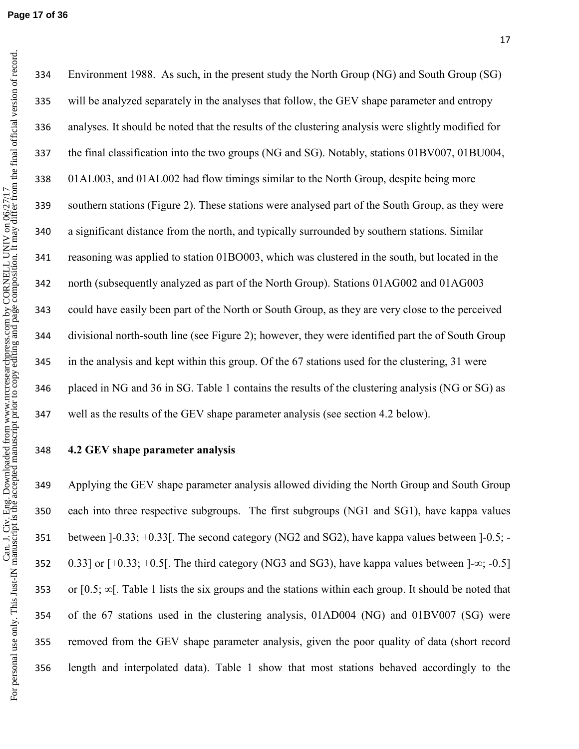Environment 1988. As such, in the present study the North Group (NG) and South Group (SG) will be analyzed separately in the analyses that follow, the GEV shape parameter and entropy analyses. It should be noted that the results of the clustering analysis were slightly modified for the final classification into the two groups (NG and SG). Notably, stations 01BV007, 01BU004, 01AL003, and 01AL002 had flow timings similar to the North Group, despite being more southern stations (Figure 2). These stations were analysed part of the South Group, as they were a significant distance from the north, and typically surrounded by southern stations. Similar reasoning was applied to station 01BO003, which was clustered in the south, but located in the north (subsequently analyzed as part of the North Group). Stations 01AG002 and 01AG003 could have easily been part of the North or South Group, as they are very close to the perceived divisional north-south line (see Figure 2); however, they were identified part the of South Group in the analysis and kept within this group. Of the 67 stations used for the clustering, 31 were placed in NG and 36 in SG. Table 1 contains the results of the clustering analysis (NG or SG) as well as the results of the GEV shape parameter analysis (see section 4.2 below).

### 4.2 GEV shape parameter analysis

Applying the GEV shape parameter analysis allowed dividing the North Group and South Group each into three respective subgroups. The first subgroups (NG1 and SG1), have kappa values between ]-0.33; +0.33[. The second category (NG2 and SG2), have kappa values between ]-0.5; -0.33] or [+0.33; +0.5[. The third category (NG3 and SG3), have kappa values between ]-∞; -0.5] or [0.5; ∞[. Table 1 lists the six groups and the stations within each group. It should be noted that of the 67 stations used in the clustering analysis, 01AD004 (NG) and 01BV007 (SG) were removed from the GEV shape parameter analysis, given the poor quality of data (short record length and interpolated data). Table 1 show that most stations behaved accordingly to the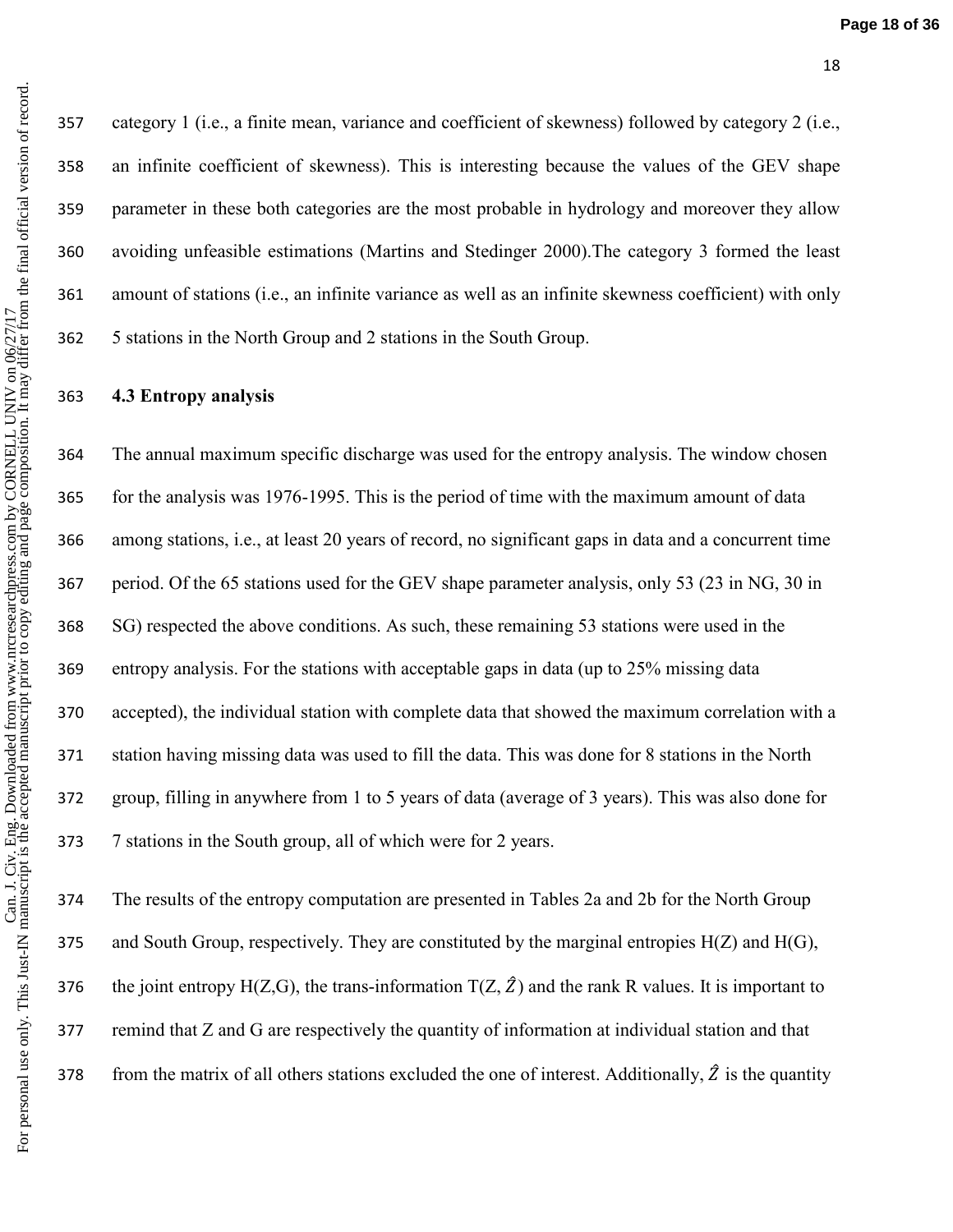category 1 (i.e., a finite mean, variance and coefficient of skewness) followed by category 2 (i.e., an infinite coefficient of skewness). This is interesting because the values of the GEV shape parameter in these both categories are the most probable in hydrology and moreover they allow avoiding unfeasible estimations (Martins and Stedinger 2000).The category 3 formed the least amount of stations (i.e., an infinite variance as well as an infinite skewness coefficient) with only 5 stations in the North Group and 2 stations in the South Group.

### 4.3 Entropy analysis

The annual maximum specific discharge was used for the entropy analysis. The window chosen for the analysis was 1976-1995. This is the period of time with the maximum amount of data among stations, i.e., at least 20 years of record, no significant gaps in data and a concurrent time period. Of the 65 stations used for the GEV shape parameter analysis, only 53 (23 in NG, 30 in SG) respected the above conditions. As such, these remaining 53 stations were used in the entropy analysis. For the stations with acceptable gaps in data (up to 25% missing data accepted), the individual station with complete data that showed the maximum correlation with a station having missing data was used to fill the data. This was done for 8 stations in the North group, filling in anywhere from 1 to 5 years of data (average of 3 years). This was also done for 7 stations in the South group, all of which were for 2 years.

The results of the entropy computation are presented in Tables 2a and 2b for the North Group and South Group, respectively. They are constituted by the marginal entropies H(Z) and H(G), the joint entropy H(Z,G), the trans-information T(Z, $\hat{Z}$) and the rank R values. It is important to remind that Z and G are respectively the quantity of information at individual station and that from the matrix of all others stations excluded the one of interest. Additionally, $\hat{Z}$ is the quantity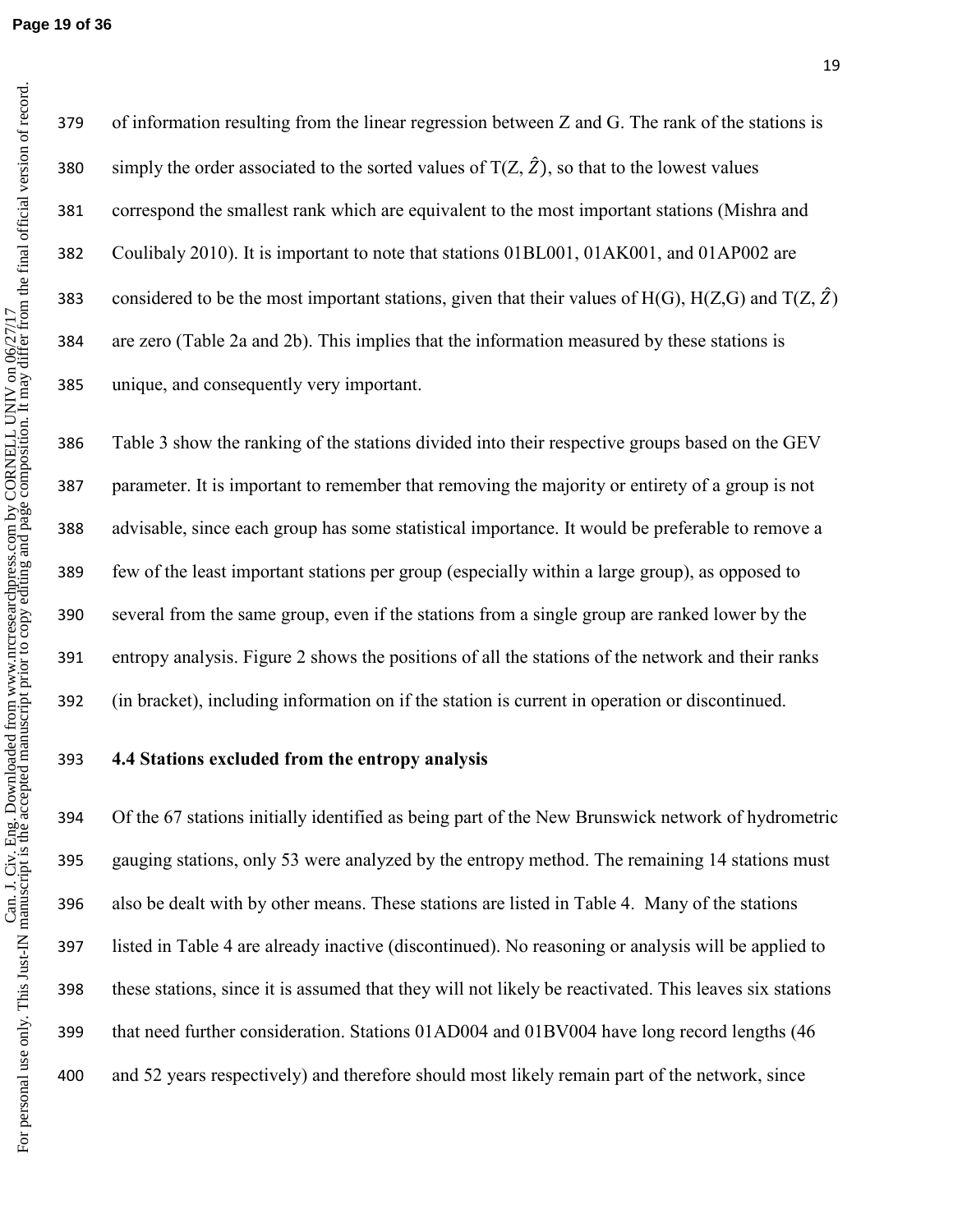of information resulting from the linear regression between Z and G. The rank of the stations is simply the order associated to the sorted values of $T(Z, \hat{Z})$, so that to the lowest values correspond the smallest rank which are equivalent to the most important stations (Mishra and Coulibaly 2010). It is important to note that stations 01BL001, 01AK001, and 01AP002 are considered to be the most important stations, given that their values of H(G), H(Z,G) and $T(Z, \hat{Z})$ are zero (Table 2a and 2b). This implies that the information measured by these stations is unique, and consequently very important.

Table 3 show the ranking of the stations divided into their respective groups based on the GEV parameter. It is important to remember that removing the majority or entirety of a group is not advisable, since each group has some statistical importance. It would be preferable to remove a few of the least important stations per group (especially within a large group), as opposed to several from the same group, even if the stations from a single group are ranked lower by the entropy analysis. Figure 2 shows the positions of all the stations of the network and their ranks (in bracket), including information on if the station is current in operation or discontinued.

### 4.4 Stations excluded from the entropy analysis

Of the 67 stations initially identified as being part of the New Brunswick network of hydrometric gauging stations, only 53 were analyzed by the entropy method. The remaining 14 stations must also be dealt with by other means. These stations are listed in Table 4. Many of the stations listed in Table 4 are already inactive (discontinued). No reasoning or analysis will be applied to these stations, since it is assumed that they will not likely be reactivated. This leaves six stations that need further consideration. Stations 01AD004 and 01BV004 have long record lengths (46 and 52 years respectively) and therefore should most likely remain part of the network, since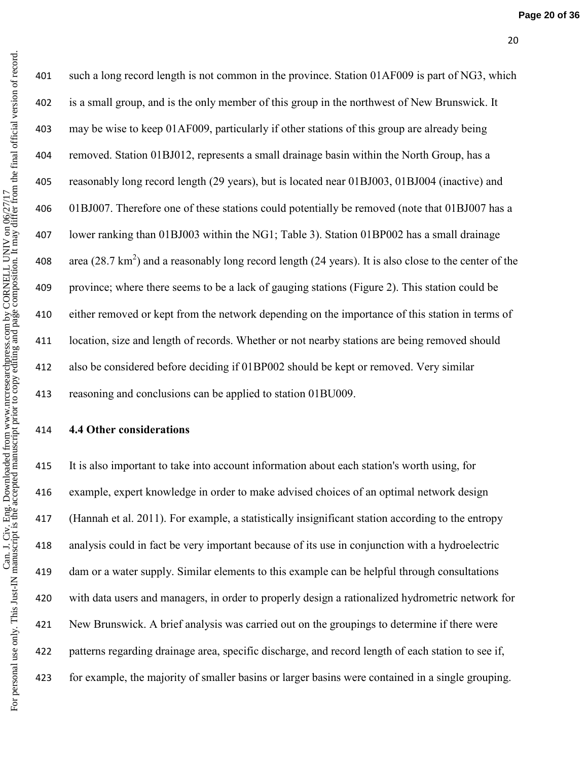such a long record length is not common in the province. Station 01AF009 is part of NG3, which is a small group, and is the only member of this group in the northwest of New Brunswick. It may be wise to keep 01AF009, particularly if other stations of this group are already being removed. Station 01BJ012, represents a small drainage basin within the North Group, has a reasonably long record length (29 years), but is located near 01BJ003, 01BJ004 (inactive) and 01BJ007. Therefore one of these stations could potentially be removed (note that 01BJ007 has a lower ranking than 01BJ003 within the NG1; Table 3). Station 01BP002 has a small drainage area (28.7 $km^2$) and a reasonably long record length (24 years). It is also close to the center of the province; where there seems to be a lack of gauging stations (Figure 2). This station could be either removed or kept from the network depending on the importance of this station in terms of location, size and length of records. Whether or not nearby stations are being removed should also be considered before deciding if 01BP002 should be kept or removed. Very similar reasoning and conclusions can be applied to station 01BU009.

### 4.4 Other considerations

It is also important to take into account information about each station's worth using, for example, expert knowledge in order to make advised choices of an optimal network design (Hannah et al. 2011). For example, a statistically insignificant station according to the entropy analysis could in fact be very important because of its use in conjunction with a hydroelectric dam or a water supply. Similar elements to this example can be helpful through consultations with data users and managers, in order to properly design a rationalized hydrometric network for New Brunswick. A brief analysis was carried out on the groupings to determine if there were patterns regarding drainage area, specific discharge, and record length of each station to see if, for example, the majority of smaller basins or larger basins were contained in a single grouping.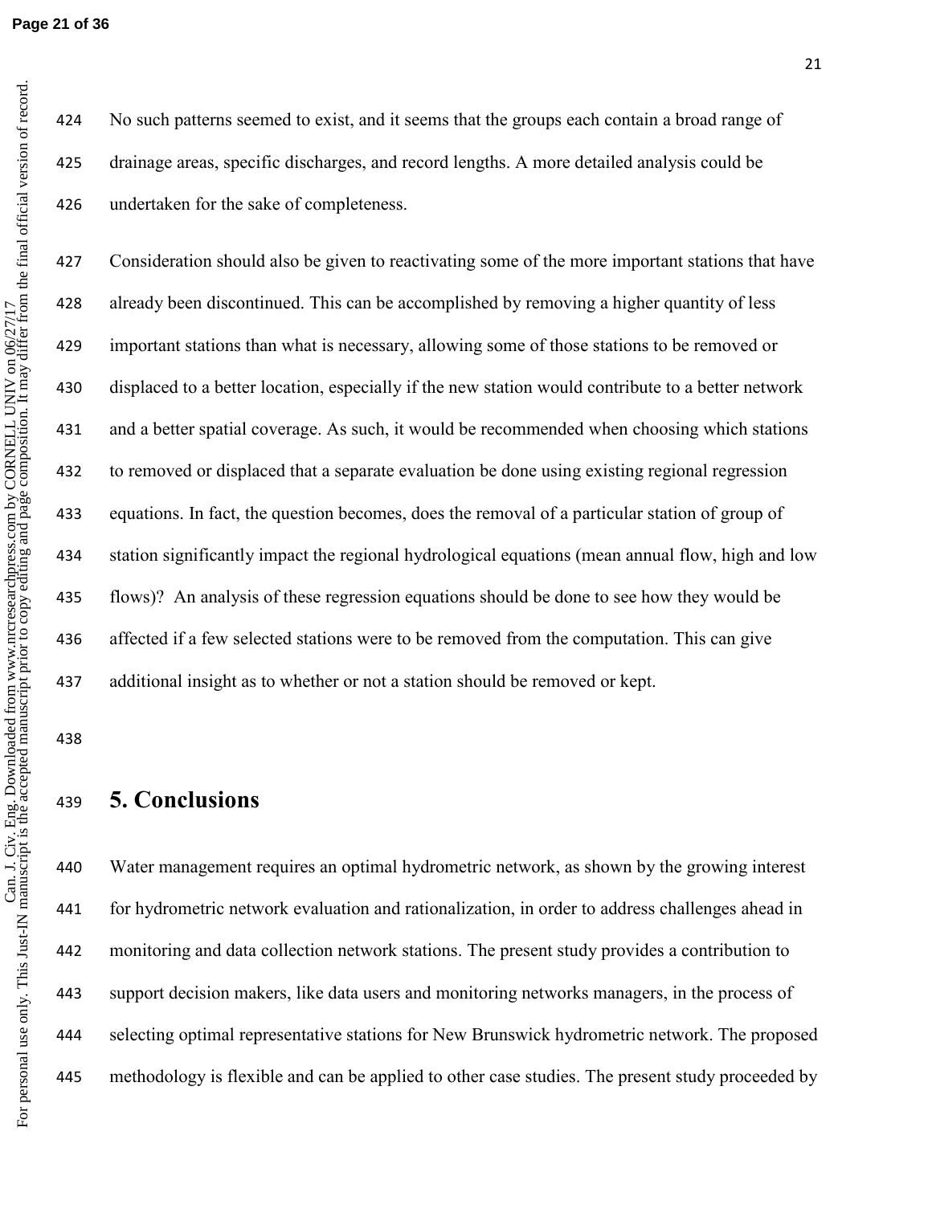No such patterns seemed to exist, and it seems that the groups each contain a broad range of drainage areas, specific discharges, and record lengths. A more detailed analysis could be undertaken for the sake of completeness.

Consideration should also be given to reactivating some of the more important stations that have already been discontinued. This can be accomplished by removing a higher quantity of less important stations than what is necessary, allowing some of those stations to be removed or displaced to a better location, especially if the new station would contribute to a better network and a better spatial coverage. As such, it would be recommended when choosing which stations to removed or displaced that a separate evaluation be done using existing regional regression equations. In fact, the question becomes, does the removal of a particular station of group of station significantly impact the regional hydrological equations (mean annual flow, high and low flows)? An analysis of these regression equations should be done to see how they would be affected if a few selected stations were to be removed from the computation. This can give additional insight as to whether or not a station should be removed or kept.

# 5. Conclusions

Water management requires an optimal hydrometric network, as shown by the growing interest for hydrometric network evaluation and rationalization, in order to address challenges ahead in monitoring and data collection network stations. The present study provides a contribution to support decision makers, like data users and monitoring networks managers, in the process of selecting optimal representative stations for New Brunswick hydrometric network. The proposed methodology is flexible and can be applied to other case studies. The present study proceeded by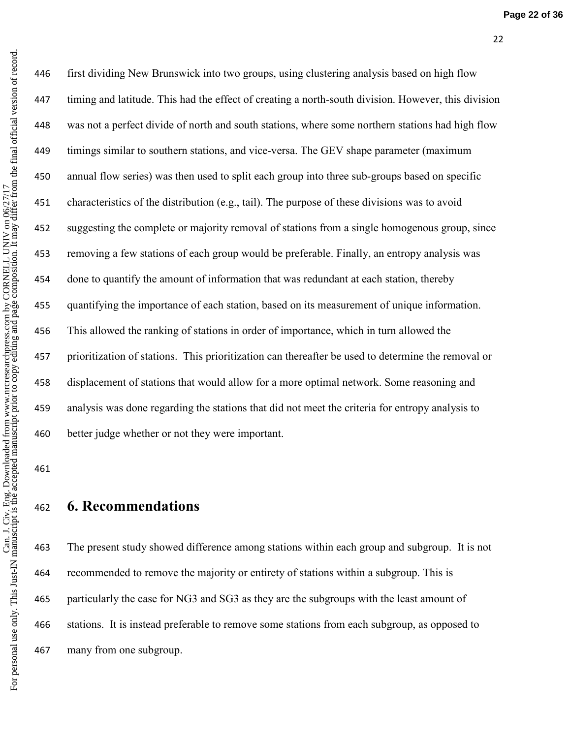first dividing New Brunswick into two groups, using clustering analysis based on high flow timing and latitude. This had the effect of creating a north-south division. However, this division was not a perfect divide of north and south stations, where some northern stations had high flow timings similar to southern stations, and vice-versa. The GEV shape parameter (maximum annual flow series) was then used to split each group into three sub-groups based on specific characteristics of the distribution (e.g., tail). The purpose of these divisions was to avoid suggesting the complete or majority removal of stations from a single homogenous group, since removing a few stations of each group would be preferable. Finally, an entropy analysis was done to quantify the amount of information that was redundant at each station, thereby quantifying the importance of each station, based on its measurement of unique information. This allowed the ranking of stations in order of importance, which in turn allowed the prioritization of stations. This prioritization can thereafter be used to determine the removal or displacement of stations that would allow for a more optimal network. Some reasoning and analysis was done regarding the stations that did not meet the criteria for entropy analysis to better judge whether or not they were important.

# 6. Recommendations

The present study showed difference among stations within each group and subgroup. It is not recommended to remove the majority or entirety of stations within a subgroup. This is particularly the case for NG3 and SG3 as they are the subgroups with the least amount of stations. It is instead preferable to remove some stations from each subgroup, as opposed to many from one subgroup.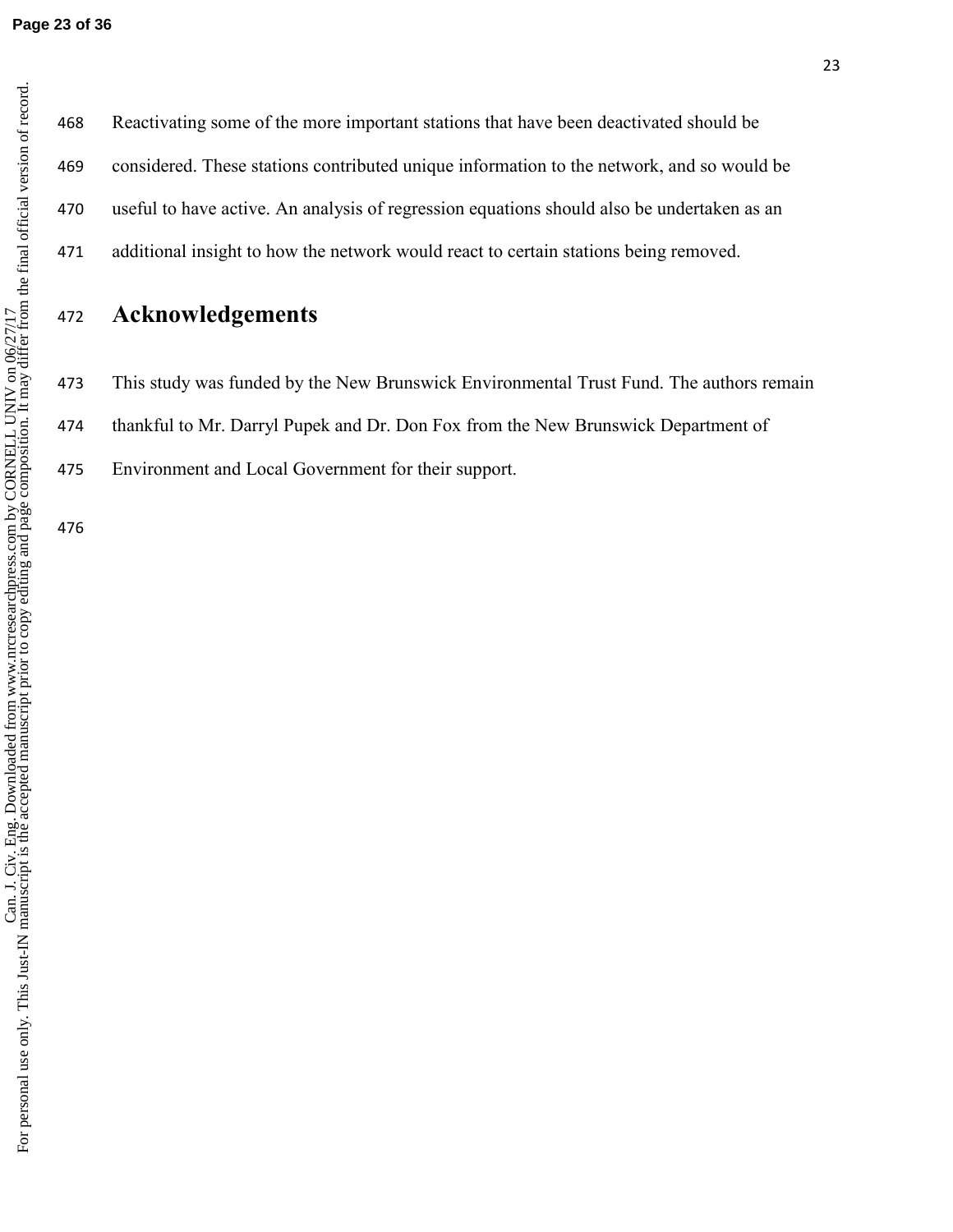Reactivating some of the more important stations that have been deactivated should be considered. These stations contributed unique information to the network, and so would be useful to have active. An analysis of regression equations should also be undertaken as an additional insight to how the network would react to certain stations being removed.

# Acknowledgements

This study was funded by the New Brunswick Environmental Trust Fund. The authors remain thankful to Mr. Darryl Pupek and Dr. Don Fox from the New Brunswick Department of Environment and Local Government for their support.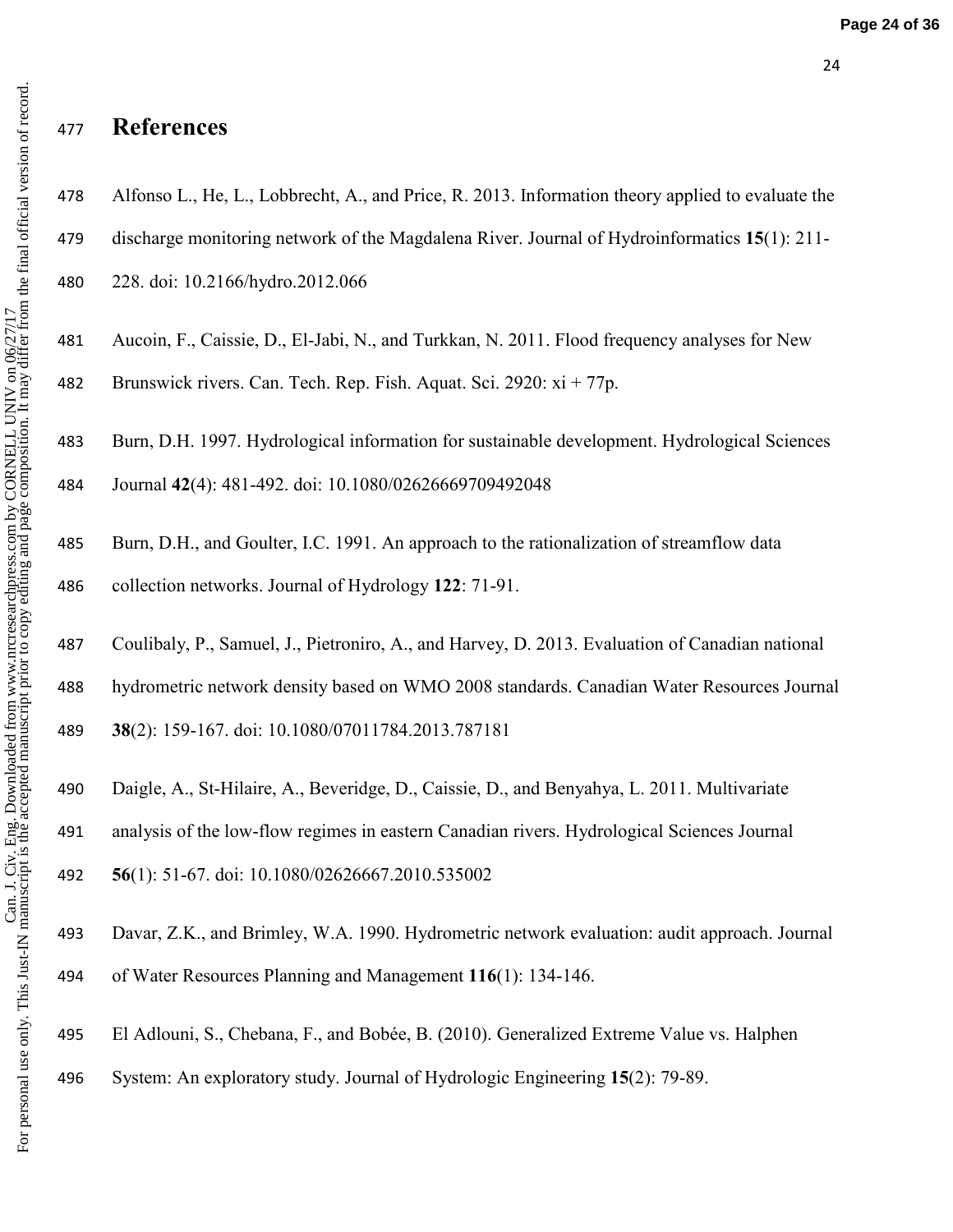# References

Alfonso L., He, L., Lobbrecht, A., and Price, R. 2013. Information theory applied to evaluate the discharge monitoring network of the Magdalena River. Journal of Hydroinformatics **15**(1): 211-228. doi: 10.2166/hydro.2012.066

Aucoin, F., Caissie, D., El-Jabi, N., and Turkkan, N. 2011. Flood frequency analyses for New Brunswick rivers. Can. Tech. Rep. Fish. Aquat. Sci. 2920: xi + 77p.

Burn, D.H. 1997. Hydrological information for sustainable development. Hydrological Sciences Journal **42**(4): 481-492. doi: 10.1080/02626669709492048

Burn, D.H., and Goulter, I.C. 1991. An approach to the rationalization of streamflow data collection networks. Journal of Hydrology **122**: 71-91.

Coulibaly, P., Samuel, J., Pietroniro, A., and Harvey, D. 2013. Evaluation of Canadian national hydrometric network density based on WMO 2008 standards. Canadian Water Resources Journal **38**(2): 159-167. doi: 10.1080/07011784.2013.787181

Daigle, A., St-Hilaire, A., Beveridge, D., Caissie, D., and Benyahya, L. 2011. Multivariate analysis of the low-flow regimes in eastern Canadian rivers. Hydrological Sciences Journal **56**(1): 51-67. doi: 10.1080/02626667.2010.535002

Davar, Z.K., and Brimley, W.A. 1990. Hydrometric network evaluation: audit approach. Journal of Water Resources Planning and Management **116**(1): 134-146.

El Adlouni, S., Chebana, F., and Bobée, B. (2010). Generalized Extreme Value vs. Halphen System: An exploratory study. Journal of Hydrologic Engineering **15**(2): 79-89.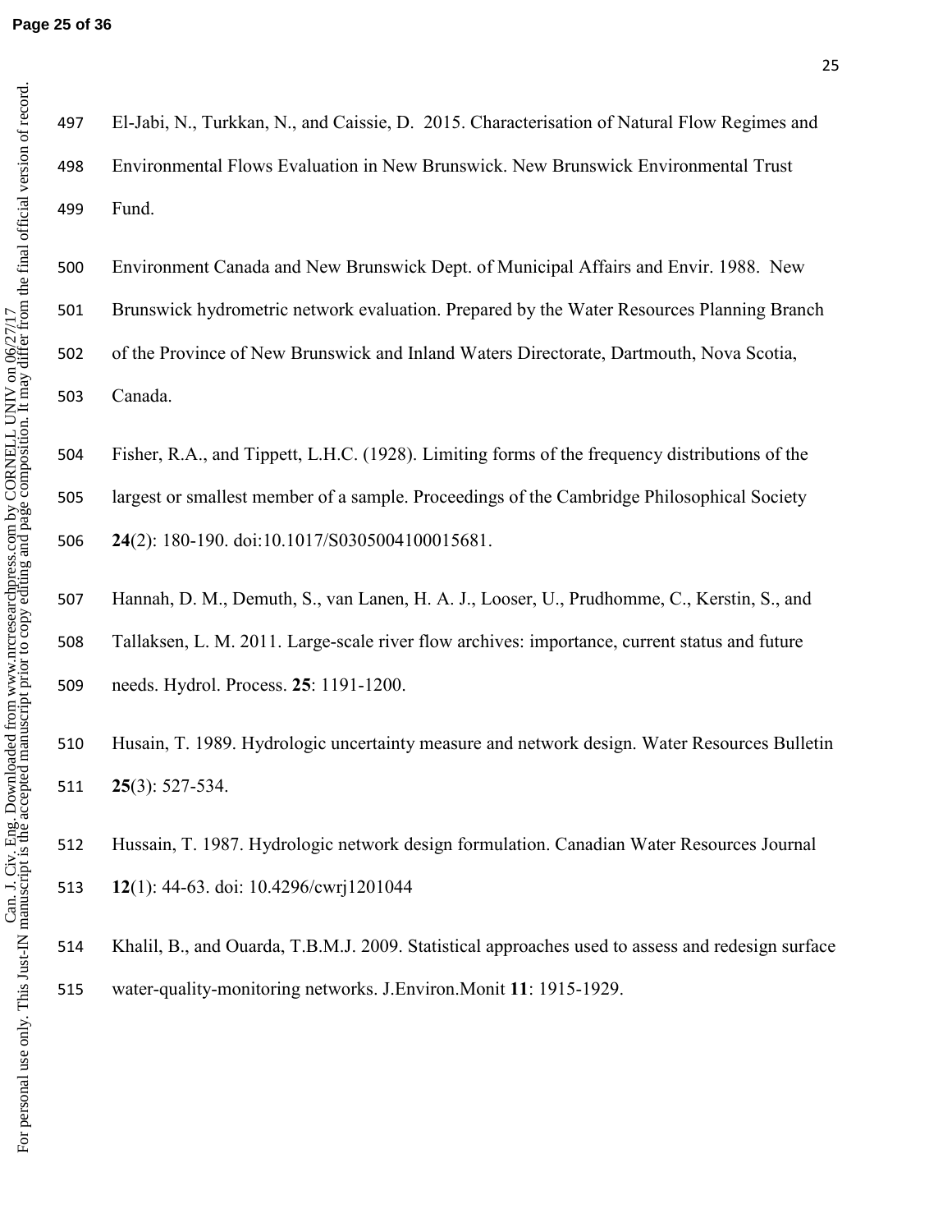El-Jabi, N., Turkkan, N., and Caissie, D. 2015. Characterisation of Natural Flow Regimes and Environmental Flows Evaluation in New Brunswick. New Brunswick Environmental Trust Fund.

Environment Canada and New Brunswick Dept. of Municipal Affairs and Envir. 1988. New Brunswick hydrometric network evaluation. Prepared by the Water Resources Planning Branch of the Province of New Brunswick and Inland Waters Directorate, Dartmouth, Nova Scotia, Canada.

Fisher, R.A., and Tippett, L.H.C. (1928). Limiting forms of the frequency distributions of the largest or smallest member of a sample. Proceedings of the Cambridge Philosophical Society **24**(2): 180-190. doi:10.1017/S0305004100015681.

Hannah, D. M., Demuth, S., van Lanen, H. A. J., Looser, U., Prudhomme, C., Kerstin, S., and Tallaksen, L. M. 2011. Large-scale river flow archives: importance, current status and future needs. Hydrol. Process. **25**: 1191-1200.

Husain, T. 1989. Hydrologic uncertainty measure and network design. Water Resources Bulletin **25**(3): 527-534.

Hussain, T. 1987. Hydrologic network design formulation. Canadian Water Resources Journal **12**(1): 44-63. doi: 10.4296/cwrj1201044

Khalil, B., and Ouarda, T.B.M.J. 2009. Statistical approaches used to assess and redesign surface water-quality-monitoring networks. J.Environ.Monit **11**: 1915-1929.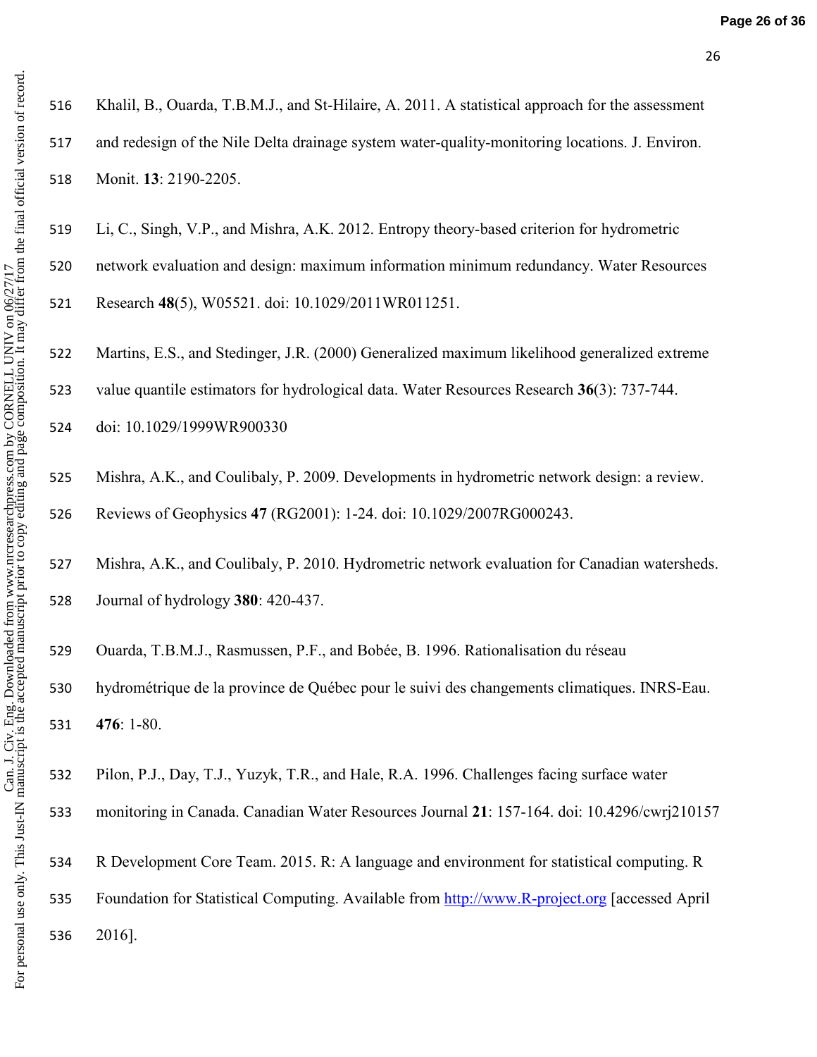Khalil, B., Ouarda, T.B.M.J., and St-Hilaire, A. 2011. A statistical approach for the assessment and redesign of the Nile Delta drainage system water-quality-monitoring locations. J. Environ. Monit. **13**: 2190-2205.

Li, C., Singh, V.P., and Mishra, A.K. 2012. Entropy theory-based criterion for hydrometric network evaluation and design: maximum information minimum redundancy. Water Resources Research **48**(5), W05521. doi: 10.1029/2011WR011251.

Martins, E.S., and Stedinger, J.R. (2000) Generalized maximum likelihood generalized extreme value quantile estimators for hydrological data. Water Resources Research **36**(3): 737-744. doi: 10.1029/1999WR900330

Mishra, A.K., and Coulibaly, P. 2009. Developments in hydrometric network design: a review. Reviews of Geophysics **47** (RG2001): 1-24. doi: 10.1029/2007RG000243.

Mishra, A.K., and Coulibaly, P. 2010. Hydrometric network evaluation for Canadian watersheds. Journal of hydrology **380**: 420-437.

Ouarda, T.B.M.J., Rasmussen, P.F., and Bobée, B. 1996. Rationalisation du réseau hydrométrique de la province de Québec pour le suivi des changements climatiques. INRS-Eau. **476**: 1-80.

Pilon, P.J., Day, T.J., Yuzyk, T.R., and Hale, R.A. 1996. Challenges facing surface water monitoring in Canada. Canadian Water Resources Journal **21**: 157-164. doi: 10.4296/cwrj210157

R Development Core Team. 2015. R: A language and environment for statistical computing. R Foundation for Statistical Computing. Available from http://www.R-project.org [accessed April 2016].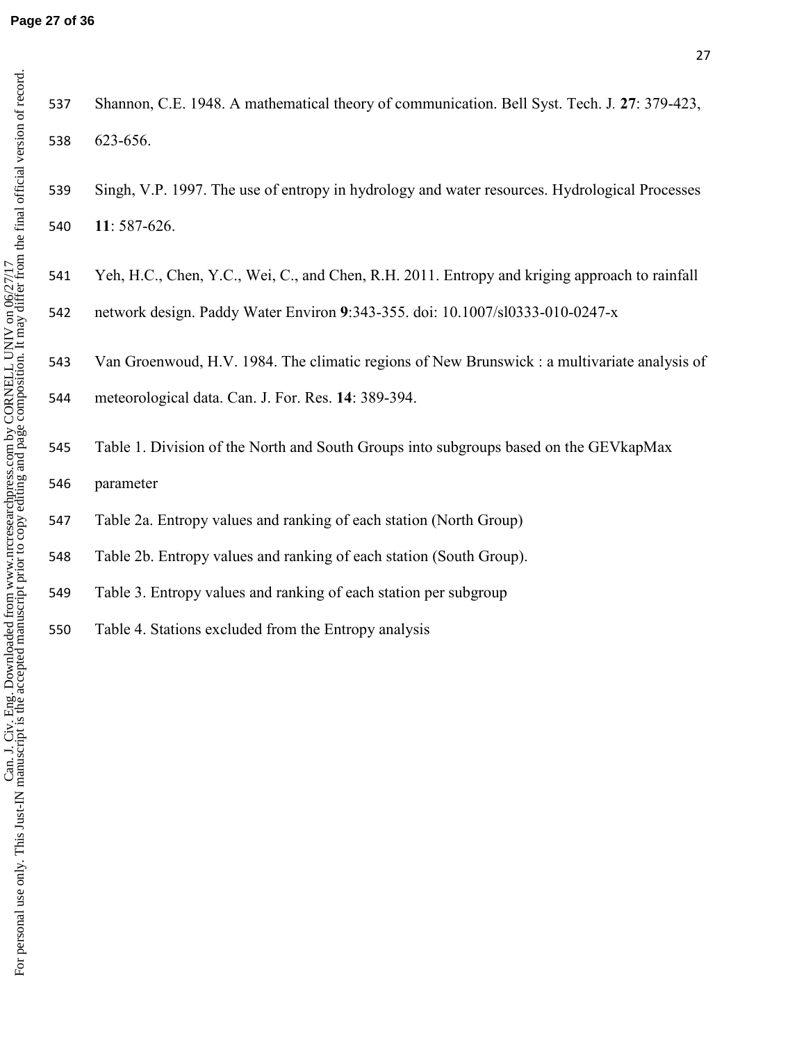Shannon, C.E. 1948. A mathematical theory of communication. Bell Syst. Tech. J. **27**: 379-423, 623-656.

Singh, V.P. 1997. The use of entropy in hydrology and water resources. Hydrological Processes **11**: 587-626.

Yeh, H.C., Chen, Y.C., Wei, C., and Chen, R.H. 2011. Entropy and kriging approach to rainfall network design. Paddy Water Environ **9**:343-355. doi: 10.1007/sl0333-010-0247-x

Van Groenwoud, H.V. 1984. The climatic regions of New Brunswick : a multivariate analysis of meteorological data. Can. J. For. Res. **14**: 389-394.

Table 1. Division of the North and South Groups into subgroups based on the GEVkapMax parameter

Table 2a. Entropy values and ranking of each station (North Group)

Table 2b. Entropy values and ranking of each station (South Group).

Table 3. Entropy values and ranking of each station per subgroup

Table 4. Stations excluded from the Entropy analysis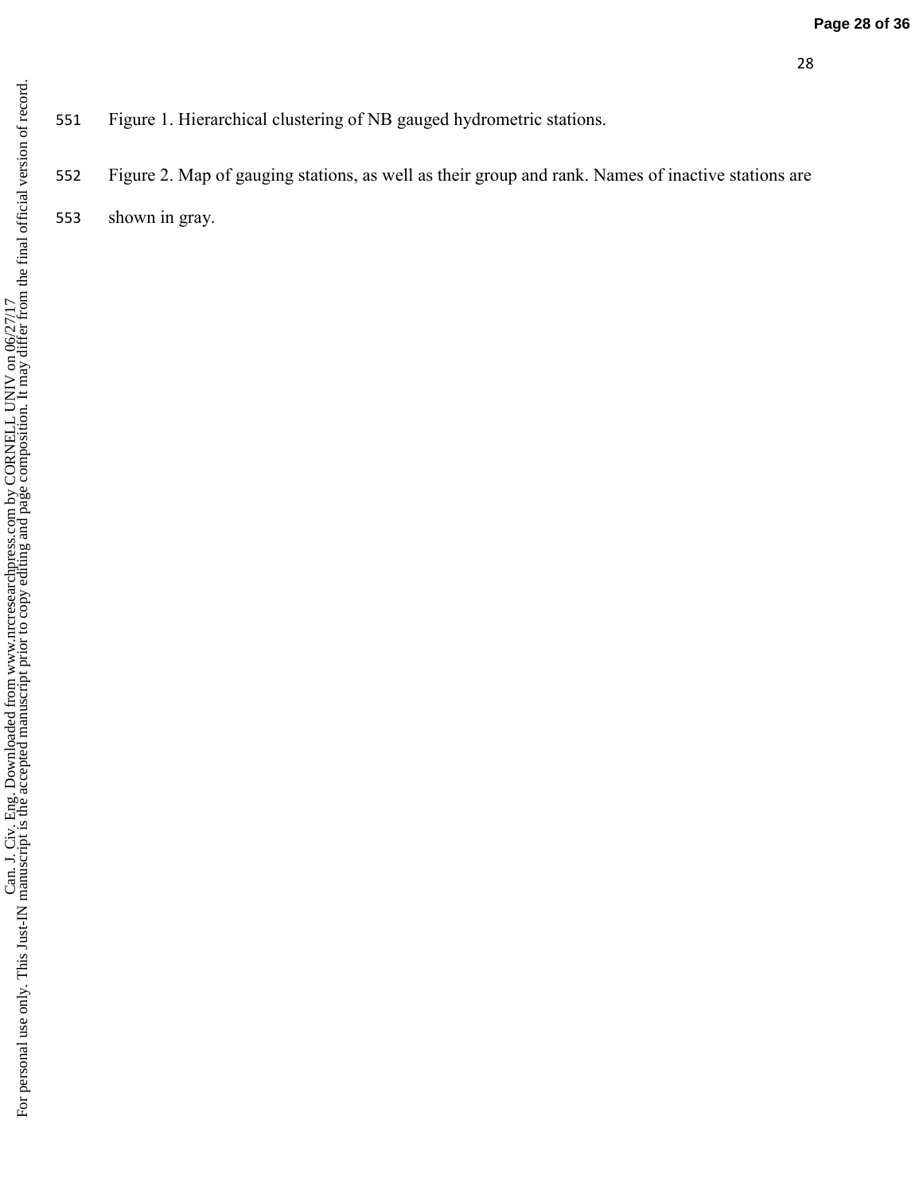Figure 1. Hierarchical clustering of NB gauged hydrometric stations.

Figure 2. Map of gauging stations, as well as their group and rank. Names of inactive stations are shown in gray.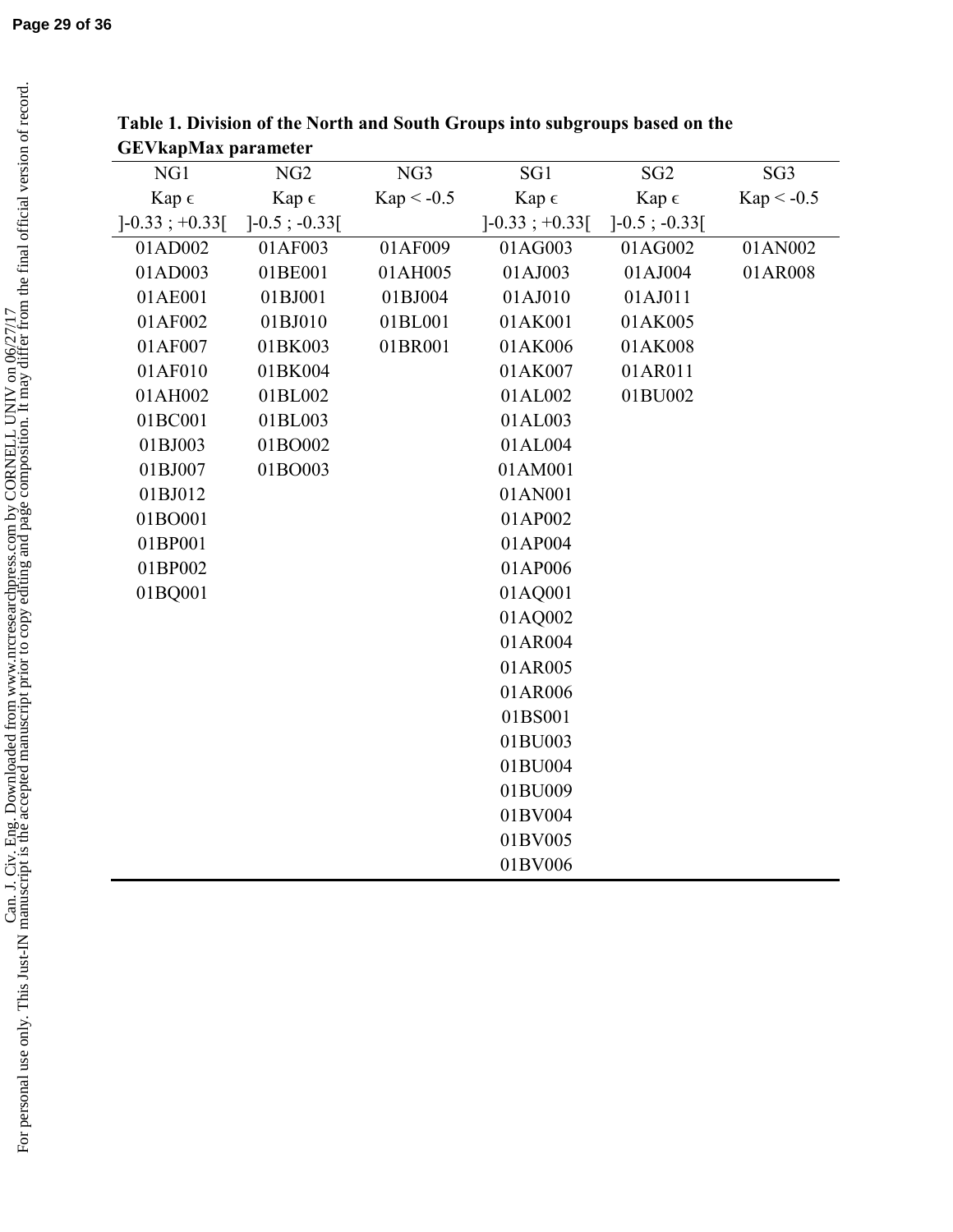**Table 1. Division of the North and South Groups into subgroups based on the GEVkapMax parameter**

| NG1 | NG2 | NG3 | SG1 | SG2 | SG3 |
|---|---|---|---|---|---|
| Kap ϵ | Kap ϵ | Kap < -0.5 | Kap ϵ | Kap ϵ | Kap < -0.5 |
| ]-0.33 ; +0.33[ | ]-0.5 ; -0.33[ | | ]-0.33 ; +0.33[ | ]-0.5 ; -0.33[ | |
| 01AD002 | 01AF003 | 01AF009 | 01AG003 | 01AG002 | 01AN002 |
| 01AD003 | 01BE001 | 01AH005 | 01AJ003 | 01AJ004 | 01AR008 |
| 01AE001 | 01BJ001 | 01BJ004 | 01AJ010 | 01AJ011 | |
| 01AF002 | 01BJ010 | 01BL001 | 01AK001 | 01AK005 | |
| 01AF007 | 01BK003 | 01BR001 | 01AK006 | 01AK008 | |
| 01AF010 | 01BK004 | | 01AK007 | 01AR011 | |
| 01AH002 | 01BL002 | | 01AL002 | 01BU002 | |
| 01BC001 | 01BL003 | | 01AL003 | | |
| 01BJ003 | 01BO002 | | 01AL004 | | |
| 01BJ007 | 01BO003 | | 01AM001 | | |
| 01BJ012 | | | 01AN001 | | |
| 01BO001 | | | 01AP002 | | |
| 01BP001 | | | 01AP004 | | |
| 01BP002 | | | 01AP006 | | |
| 01BQ001 | | | 01AQ001 | | |
| | | | 01AQ002 | | |
| | | | 01AR004 | | |
| | | | 01AR005 | | |
| | | | 01AR006 | | |
| | | | 01BS001 | | |
| | | | 01BU003 | | |
| | | | 01BU004 | | |
| | | | 01BU009 | | |
| | | | 01BV004 | | |
| | | | 01BV005 | | |
| | | | 01BV006 | | |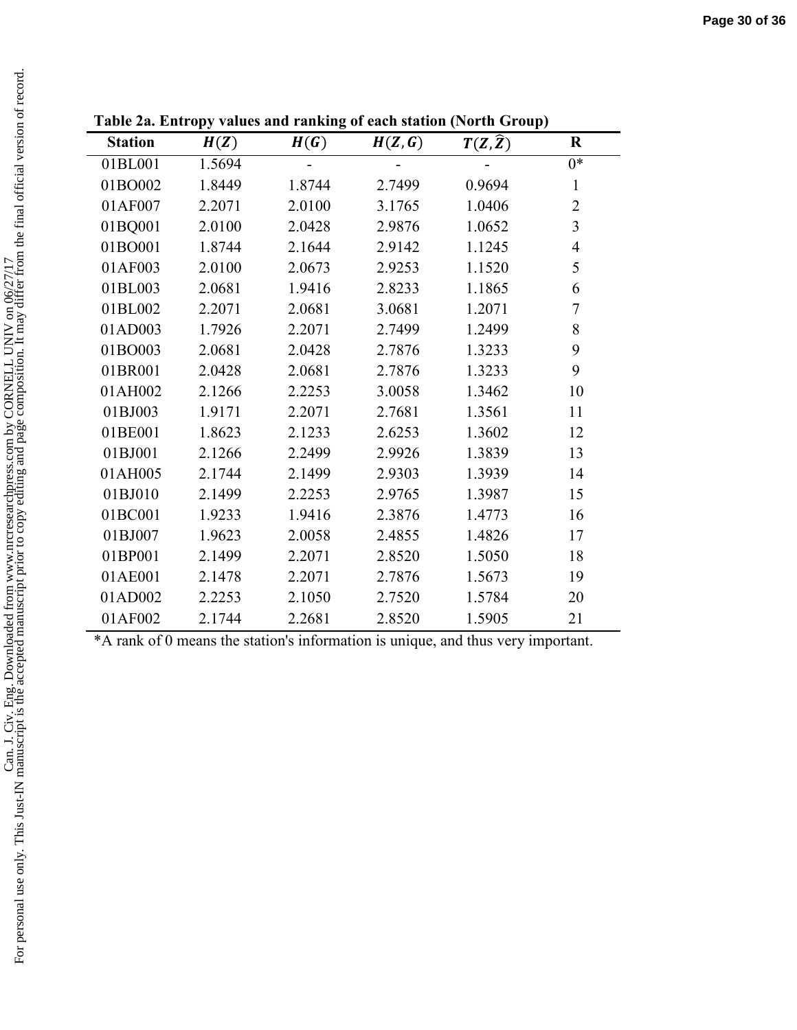**Table 2a. Entropy values and ranking of each station (North Group)**

| Station | $H(Z)$ | $H(G)$ | $H(Z,G)$ | $T(Z,\hat{Z})$ | R |
|---|---|---|---|---|---|
| 01BL001 | 1.5694 | - | - | - | 0* |
| 01BO002 | 1.8449 | 1.8744 | 2.7499 | 0.9694 | 1 |
| 01AF007 | 2.2071 | 2.0100 | 3.1765 | 1.0406 | 2 |
| 01BQ001 | 2.0100 | 2.0428 | 2.9876 | 1.0652 | 3 |
| 01BO001 | 1.8744 | 2.1644 | 2.9142 | 1.1245 | 4 |
| 01AF003 | 2.0100 | 2.0673 | 2.9253 | 1.1520 | 5 |
| 01BL003 | 2.0681 | 1.9416 | 2.8233 | 1.1865 | 6 |
| 01BL002 | 2.2071 | 2.0681 | 3.0681 | 1.2071 | 7 |
| 01AD003 | 1.7926 | 2.2071 | 2.7499 | 1.2499 | 8 |
| 01BO003 | 2.0681 | 2.0428 | 2.7876 | 1.3233 | 9 |
| 01BR001 | 2.0428 | 2.0681 | 2.7876 | 1.3233 | 9 |
| 01AH002 | 2.1266 | 2.2253 | 3.0058 | 1.3462 | 10 |
| 01BJ003 | 1.9171 | 2.2071 | 2.7681 | 1.3561 | 11 |
| 01BE001 | 1.8623 | 2.1233 | 2.6253 | 1.3602 | 12 |
| 01BJ001 | 2.1266 | 2.2499 | 2.9926 | 1.3839 | 13 |
| 01AH005 | 2.1744 | 2.1499 | 2.9303 | 1.3939 | 14 |
| 01BJ010 | 2.1499 | 2.2253 | 2.9765 | 1.3987 | 15 |
| 01BC001 | 1.9233 | 1.9416 | 2.3876 | 1.4773 | 16 |
| 01BJ007 | 1.9623 | 2.0058 | 2.4855 | 1.4826 | 17 |
| 01BP001 | 2.1499 | 2.2071 | 2.8520 | 1.5050 | 18 |
| 01AE001 | 2.1478 | 2.2071 | 2.7876 | 1.5673 | 19 |
| 01AD002 | 2.2253 | 2.1050 | 2.7520 | 1.5784 | 20 |
| 01AF002 | 2.1744 | 2.2681 | 2.8520 | 1.5905 | 21 |

*A rank of 0 means the station's information is unique, and thus very important.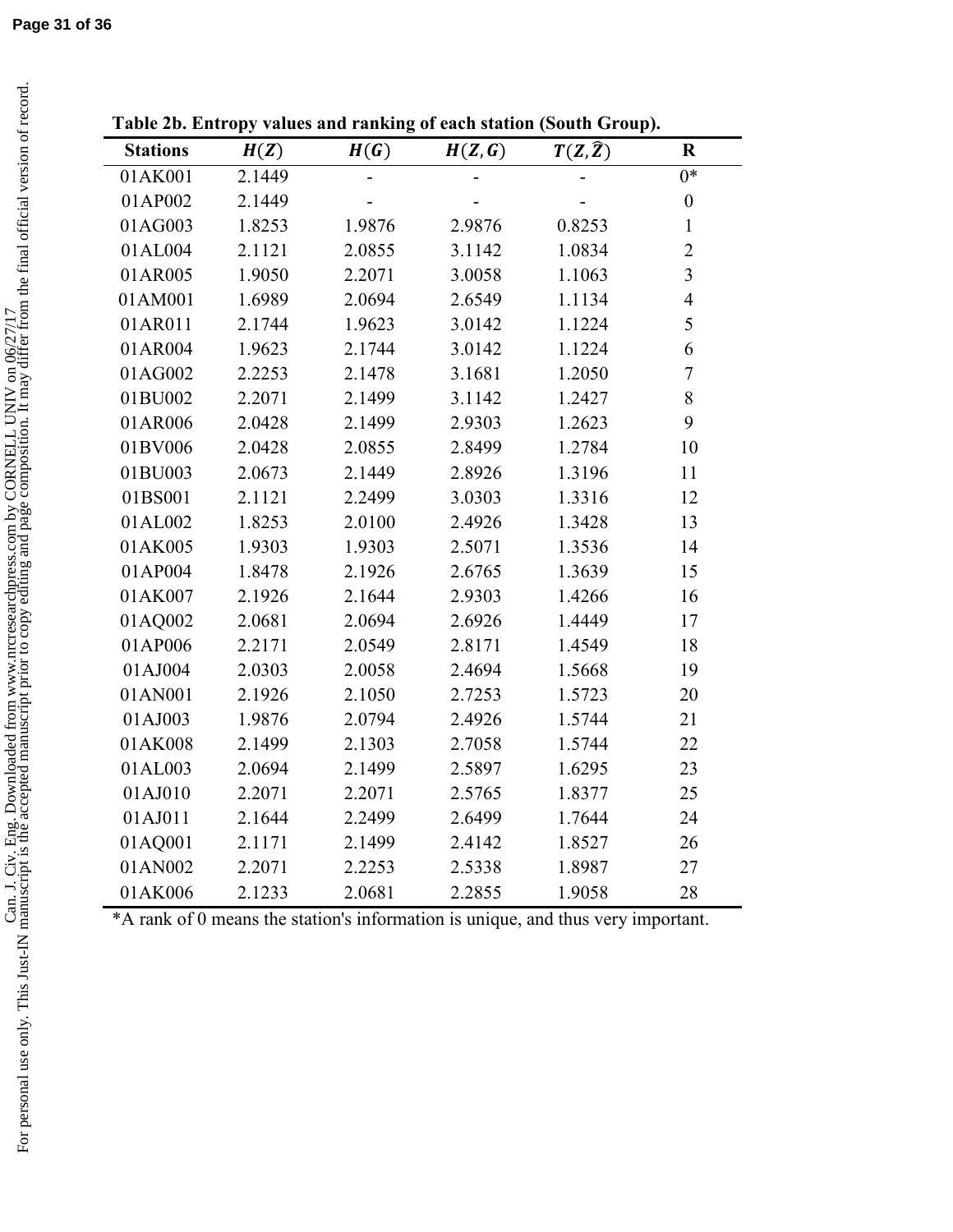**Table 2b. Entropy values and ranking of each station (South Group).**

| Stations | $H(Z)$ | $H(G)$ | $H(Z,G)$ | $T(Z,\hat{Z})$ | R |
|---|---|---|---|---|---|
| 01AK001 | 2.1449 | - | - | - | 0* |
| 01AP002 | 2.1449 | - | - | - | 0 |
| 01AG003 | 1.8253 | 1.9876 | 2.9876 | 0.8253 | 1 |
| 01AL004 | 2.1121 | 2.0855 | 3.1142 | 1.0834 | 2 |
| 01AR005 | 1.9050 | 2.2071 | 3.0058 | 1.1063 | 3 |
| 01AM001 | 1.6989 | 2.0694 | 2.6549 | 1.1134 | 4 |
| 01AR011 | 2.1744 | 1.9623 | 3.0142 | 1.1224 | 5 |
| 01AR004 | 1.9623 | 2.1744 | 3.0142 | 1.1224 | 6 |
| 01AG002 | 2.2253 | 2.1478 | 3.1681 | 1.2050 | 7 |
| 01BU002 | 2.2071 | 2.1499 | 3.1142 | 1.2427 | 8 |
| 01AR006 | 2.0428 | 2.1499 | 2.9303 | 1.2623 | 9 |
| 01BV006 | 2.0428 | 2.0855 | 2.8499 | 1.2784 | 10 |
| 01BU003 | 2.0673 | 2.1449 | 2.8926 | 1.3196 | 11 |
| 01BS001 | 2.1121 | 2.2499 | 3.0303 | 1.3316 | 12 |
| 01AL002 | 1.8253 | 2.0100 | 2.4926 | 1.3428 | 13 |
| 01AK005 | 1.9303 | 1.9303 | 2.5071 | 1.3536 | 14 |
| 01AP004 | 1.8478 | 2.1926 | 2.6765 | 1.3639 | 15 |
| 01AK007 | 2.1926 | 2.1644 | 2.9303 | 1.4266 | 16 |
| 01AQ002 | 2.0681 | 2.0694 | 2.6926 | 1.4449 | 17 |
| 01AP006 | 2.2171 | 2.0549 | 2.8171 | 1.4549 | 18 |
| 01AJ004 | 2.0303 | 2.0058 | 2.4694 | 1.5668 | 19 |
| 01AN001 | 2.1926 | 2.1050 | 2.7253 | 1.5723 | 20 |
| 01AJ003 | 1.9876 | 2.0794 | 2.4926 | 1.5744 | 21 |
| 01AK008 | 2.1499 | 2.1303 | 2.7058 | 1.5744 | 22 |
| 01AL003 | 2.0694 | 2.1499 | 2.5897 | 1.6295 | 23 |
| 01AJ010 | 2.2071 | 2.2071 | 2.5765 | 1.8377 | 25 |
| 01AJ011 | 2.1644 | 2.2499 | 2.6499 | 1.7644 | 24 |
| 01AQ001 | 2.1171 | 2.1499 | 2.4142 | 1.8527 | 26 |
| 01AN002 | 2.2071 | 2.2253 | 2.5338 | 1.8987 | 27 |
| 01AK006 | 2.1233 | 2.0681 | 2.2855 | 1.9058 | 28 |

*A rank of 0 means the station's information is unique, and thus very important.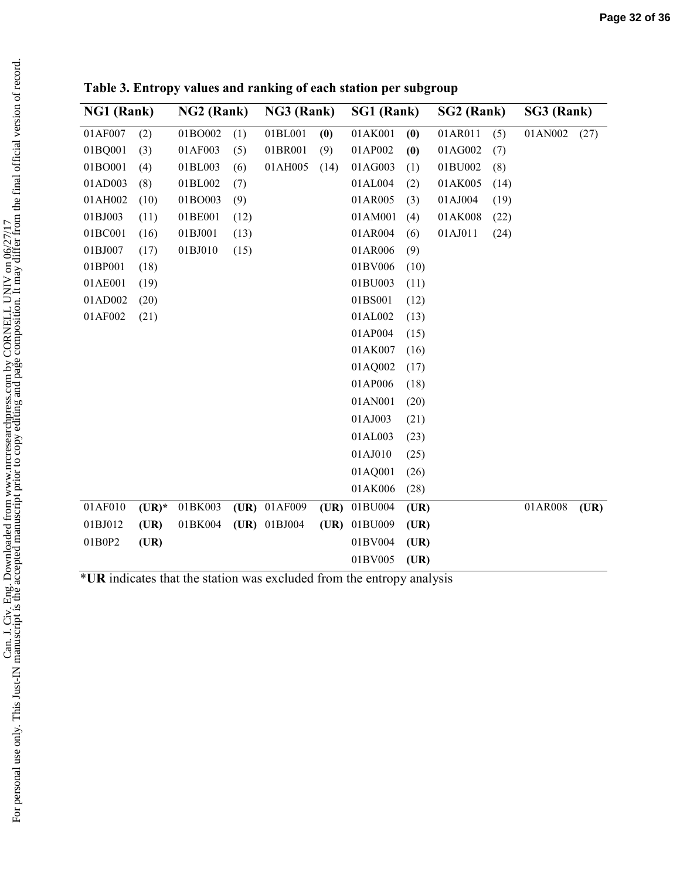**Table 3. Entropy values and ranking of each station per subgroup**

| NG1 (Rank) | | NG2 (Rank) | | NG3 (Rank) | | SG1 (Rank) | | SG2 (Rank) | | SG3 (Rank) | |
|---|---|---|---|---|---|---|---|---|---|---|---|
| 01AF007 | (2) | 01BO002 | (1) | 01BL001 | **(0)** | 01AK001 | **(0)** | 01AR011 | (5) | 01AN002 | (27) |
| 01BQ001 | (3) | 01AF003 | (5) | 01BR001 | (9) | 01AP002 | **(0)** | 01AG002 | (7) | | |
| 01BO001 | (4) | 01BL003 | (6) | 01AH005 | (14) | 01AG003 | (1) | 01BU002 | (8) | | |
| 01AD003 | (8) | 01BL002 | (7) | | | 01AL004 | (2) | 01AK005 | (14) | | |
| 01AH002 | (10) | 01BO003 | (9) | | | 01AR005 | (3) | 01AJ004 | (19) | | |
| 01BJ003 | (11) | 01BE001 | (12) | | | 01AM001 | (4) | 01AK008 | (22) | | |
| 01BC001 | (16) | 01BJ001 | (13) | | | 01AR004 | (6) | 01AJ011 | (24) | | |
| 01BJ007 | (17) | 01BJ010 | (15) | | | 01AR006 | (9) | | | | |
| 01BP001 | (18) | | | | | 01BV006 | (10) | | | | |
| 01AE001 | (19) | | | | | 01BU003 | (11) | | | | |
| 01AD002 | (20) | | | | | 01BS001 | (12) | | | | |
| 01AF002 | (21) | | | | | 01AL002 | (13) | | | | |
| | | | | | | 01AP004 | (15) | | | | |
| | | | | | | 01AK007 | (16) | | | | |
| | | | | | | 01AQ002 | (17) | | | | |
| | | | | | | 01AP006 | (18) | | | | |
| | | | | | | 01AN001 | (20) | | | | |
| | | | | | | 01AJ003 | (21) | | | | |
| | | | | | | 01AL003 | (23) | | | | |
| | | | | | | 01AJ010 | (25) | | | | |
| | | | | | | 01AQ001 | (26) | | | | |
| | | | | | | 01AK006 | (28) | | | | |
| 01AF010 | **(UR)*** | 01BK003 | **(UR)** | 01AF009 | **(UR)** | 01BU004 | **(UR)** | | | 01AR008 | **(UR)** |
| 01BJ012 | **(UR)** | 01BK004 | **(UR)** | 01BJ004 | **(UR)** | 01BU009 | **(UR)** | | | | |
| 01B0P2 | **(UR)** | | | | | 01BV004 | **(UR)** | | | | |
| | | | | | | 01BV005 | **(UR)** | | | | |

\***UR** indicates that the station was excluded from the entropy analysis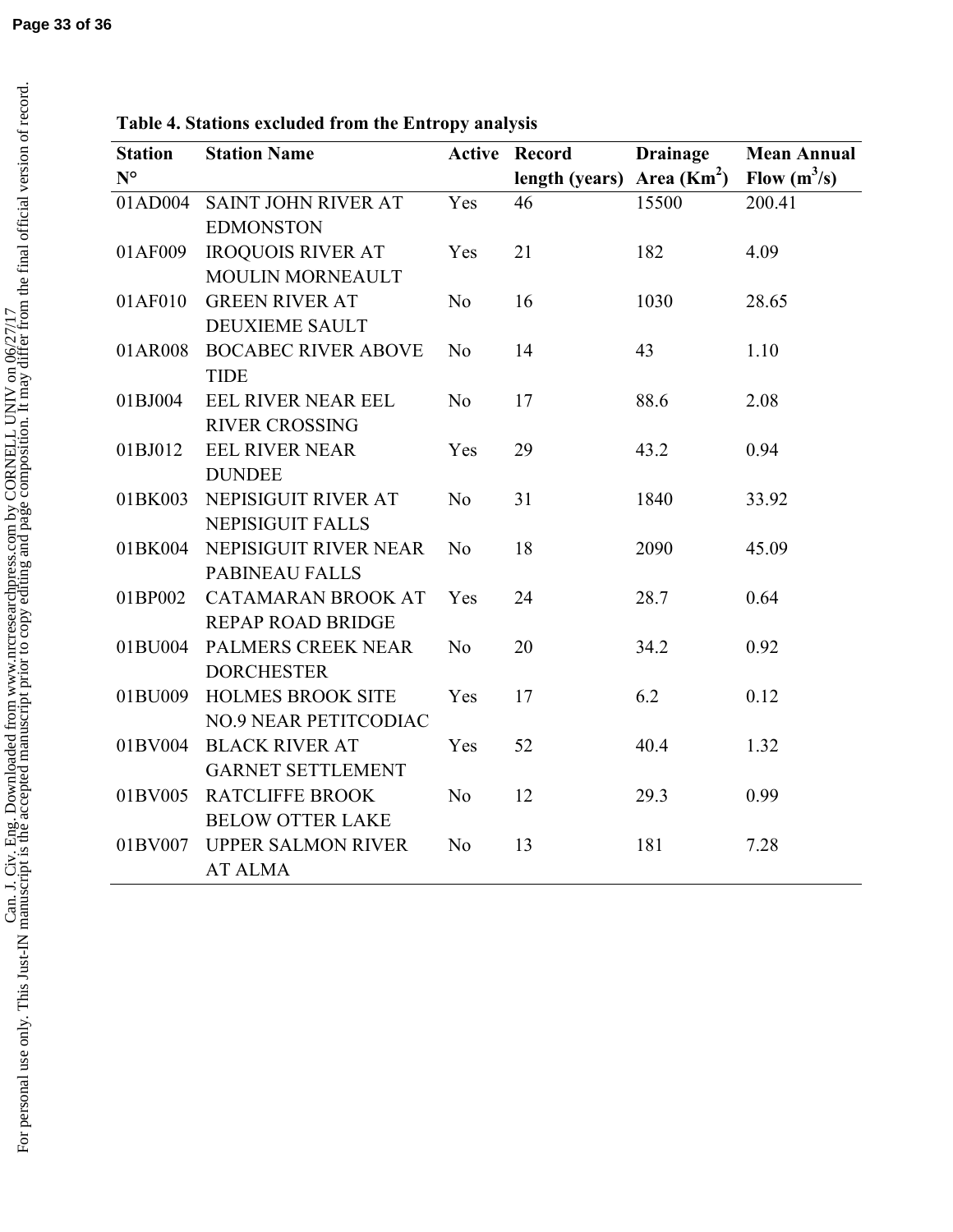**Table 4. Stations excluded from the Entropy analysis**

| Station N° | Station Name | Active | Record length (years) | Drainage Area ($Km^2$) | Mean Annual Flow ($m^3/s$) |
|---|---|---|---|---|---|
| 01AD004 | SAINT JOHN RIVER AT EDMONSTON | Yes | 46 | 15500 | 200.41 |
| 01AF009 | IROQUOIS RIVER AT MOULIN MORNEAULT | Yes | 21 | 182 | 4.09 |
| 01AF010 | GREEN RIVER AT DEUXIEME SAULT | No | 16 | 1030 | 28.65 |
| 01AR008 | BOCABEC RIVER ABOVE TIDE | No | 14 | 43 | 1.10 |
| 01BJ004 | EEL RIVER NEAR EEL RIVER CROSSING | No | 17 | 88.6 | 2.08 |
| 01BJ012 | EEL RIVER NEAR DUNDEE | Yes | 29 | 43.2 | 0.94 |
| 01BK003 | NEPISIGUIT RIVER AT NEPISIGUIT FALLS | No | 31 | 1840 | 33.92 |
| 01BK004 | NEPISIGUIT RIVER NEAR PABINEAU FALLS | No | 18 | 2090 | 45.09 |
| 01BP002 | CATAMARAN BROOK AT REPAP ROAD BRIDGE | Yes | 24 | 28.7 | 0.64 |
| 01BU004 | PALMERS CREEK NEAR DORCHESTER | No | 20 | 34.2 | 0.92 |
| 01BU009 | HOLMES BROOK SITE NO.9 NEAR PETITCODIAC | Yes | 17 | 6.2 | 0.12 |
| 01BV004 | BLACK RIVER AT GARNET SETTLEMENT | Yes | 52 | 40.4 | 1.32 |
| 01BV005 | RATCLIFFE BROOK BELOW OTTER LAKE | No | 12 | 29.3 | 0.99 |
| 01BV007 | UPPER SALMON RIVER AT ALMA | No | 13 | 181 | 7.28 |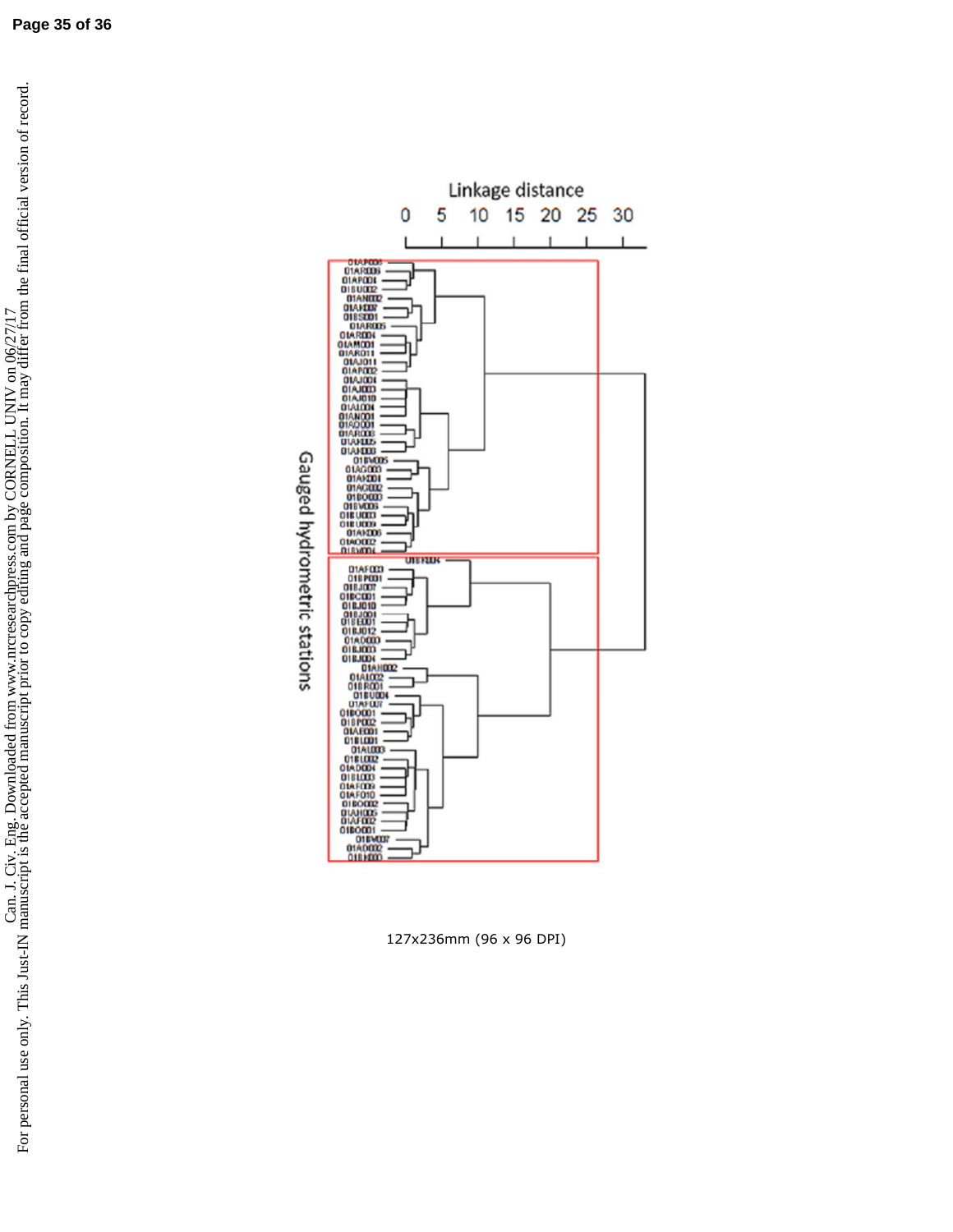127x236mm (96 x 96 DPI)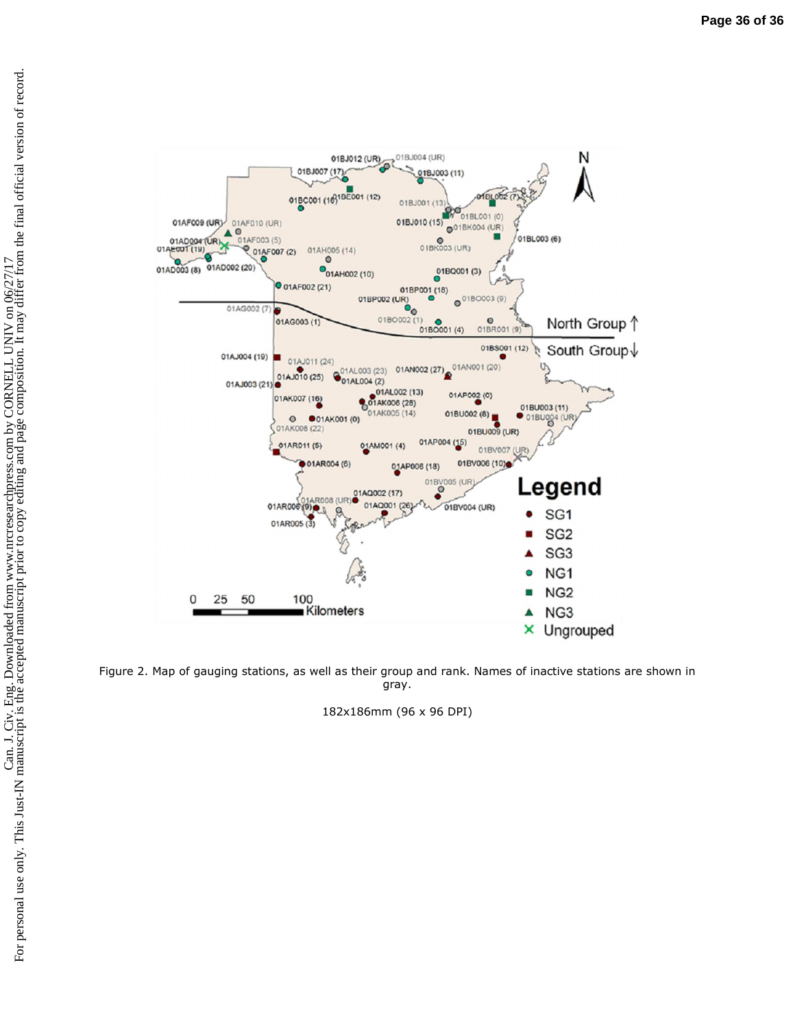Figure 2. Map of gauging stations, as well as their group and rank. Names of inactive stations are shown in gray.

182x186mm (96 x 96 DPI)